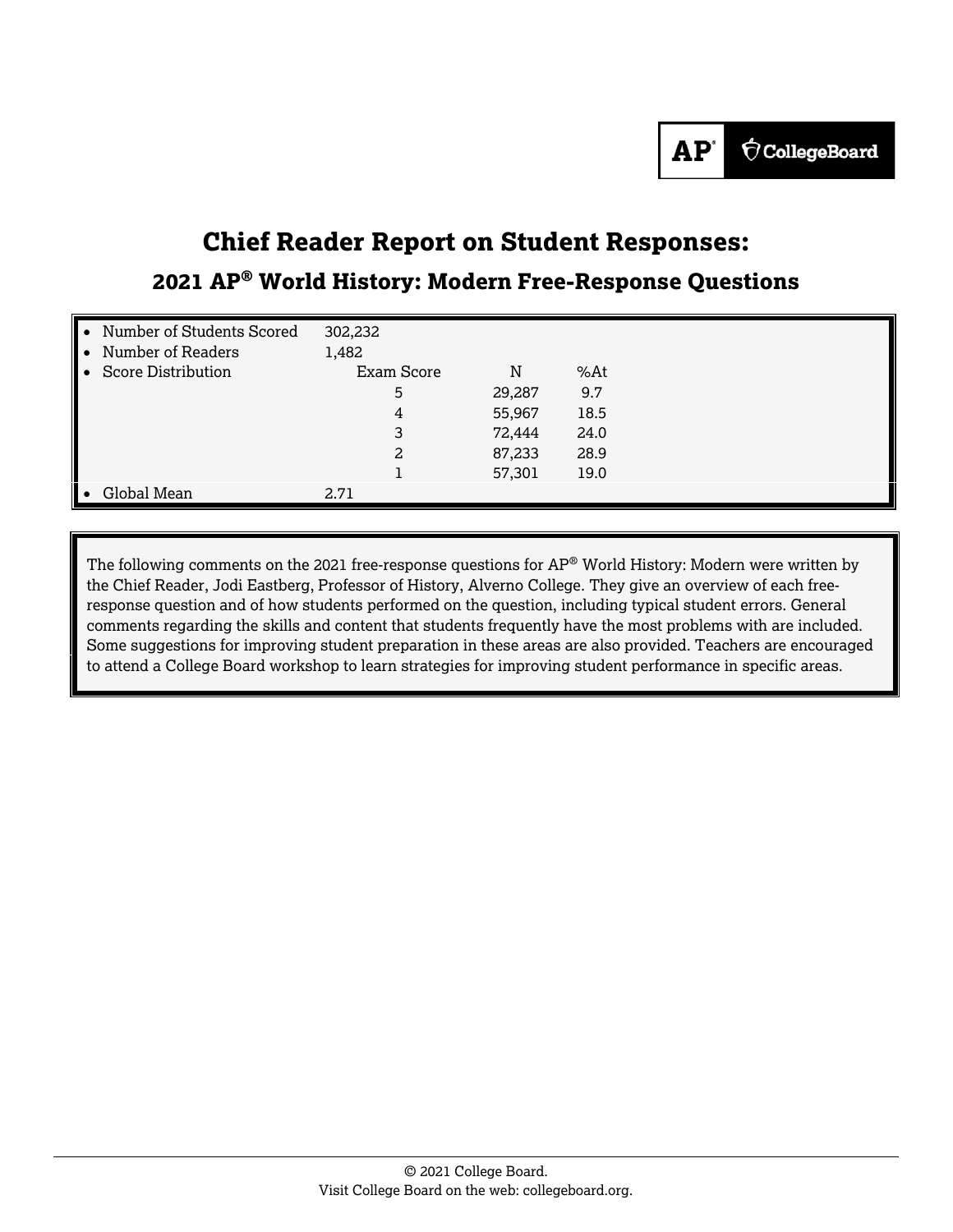# Chief Reader Report on Student Responses:

## 2021 AP® World History: Modern Free-Response Questions

| | | | |
|---|---|---|---|
| • Number of Students Scored | 302,232 | | |
| • Number of Readers | 1,482 | | |
| • Score Distribution | Exam Score | N | %At |
| | 5 | 29,287 | 9.7 |
| | 4 | 55,967 | 18.5 |
| | 3 | 72,444 | 24.0 |
| | 2 | 87,233 | 28.9 |
| | 1 | 57,301 | 19.0 |
| • Global Mean | 2.71 | | |

The following comments on the 2021 free-response questions for AP® World History: Modern were written by the Chief Reader, Jodi Eastberg, Professor of History, Alverno College. They give an overview of each free-response question and of how students performed on the question, including typical student errors. General comments regarding the skills and content that students frequently have the most problems with are included. Some suggestions for improving student preparation in these areas are also provided. Teachers are encouraged to attend a College Board workshop to learn strategies for improving student performance in specific areas.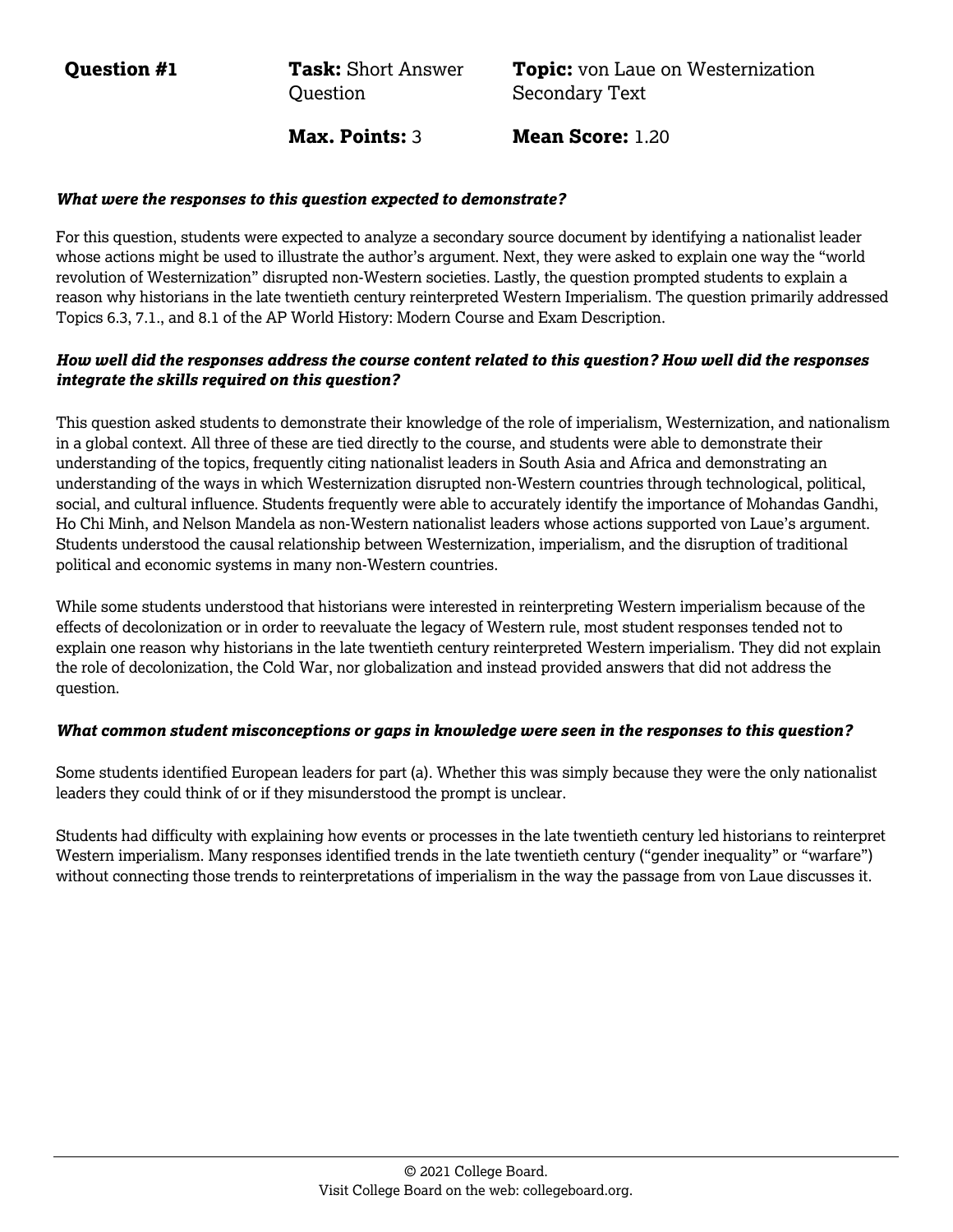| **Question #1** | **Task:** Short Answer Question | **Topic:** von Laue on Westernization Secondary Text |
| --- | --- | --- |
| | **Max. Points:** 3 | **Mean Score:** 1.20 |

***What were the responses to this question expected to demonstrate?***

For this question, students were expected to analyze a secondary source document by identifying a nationalist leader whose actions might be used to illustrate the author's argument. Next, they were asked to explain one way the "world revolution of Westernization" disrupted non-Western societies. Lastly, the question prompted students to explain a reason why historians in the late twentieth century reinterpreted Western Imperialism. The question primarily addressed Topics 6.3, 7.1., and 8.1 of the AP World History: Modern Course and Exam Description.

***How well did the responses address the course content related to this question? How well did the responses integrate the skills required on this question?***

This question asked students to demonstrate their knowledge of the role of imperialism, Westernization, and nationalism in a global context. All three of these are tied directly to the course, and students were able to demonstrate their understanding of the topics, frequently citing nationalist leaders in South Asia and Africa and demonstrating an understanding of the ways in which Westernization disrupted non-Western countries through technological, political, social, and cultural influence. Students frequently were able to accurately identify the importance of Mohandas Gandhi, Ho Chi Minh, and Nelson Mandela as non-Western nationalist leaders whose actions supported von Laue's argument. Students understood the causal relationship between Westernization, imperialism, and the disruption of traditional political and economic systems in many non-Western countries.

While some students understood that historians were interested in reinterpreting Western imperialism because of the effects of decolonization or in order to reevaluate the legacy of Western rule, most student responses tended not to explain one reason why historians in the late twentieth century reinterpreted Western imperialism. They did not explain the role of decolonization, the Cold War, nor globalization and instead provided answers that did not address the question.

***What common student misconceptions or gaps in knowledge were seen in the responses to this question?***

Some students identified European leaders for part (a). Whether this was simply because they were the only nationalist leaders they could think of or if they misunderstood the prompt is unclear.

Students had difficulty with explaining how events or processes in the late twentieth century led historians to reinterpret Western imperialism. Many responses identified trends in the late twentieth century ("gender inequality" or "warfare") without connecting those trends to reinterpretations of imperialism in the way the passage from von Laue discusses it.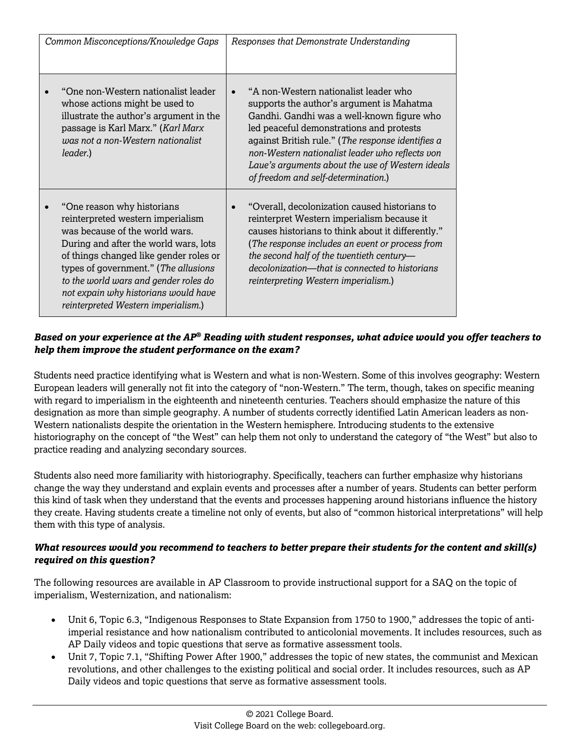| *Common Misconceptions/Knowledge Gaps* | *Responses that Demonstrate Understanding* |
|---|---|
| • "One non-Western nationalist leader whose actions might be used to illustrate the author's argument in the passage is Karl Marx." (*Karl Marx was not a non-Western nationalist leader.*) | • "A non-Western nationalist leader who supports the author's argument is Mahatma Gandhi. Gandhi was a well-known figure who led peaceful demonstrations and protests against British rule." (*The response identifies a non-Western nationalist leader who reflects von Laue's arguments about the use of Western ideals of freedom and self-determination.*) |
| • "One reason why historians reinterpreted western imperialism was because of the world wars. During and after the world wars, lots of things changed like gender roles or types of government." (*The allusions to the world wars and gender roles do not expain why historians would have reinterpreted Western imperialism.*) | • "Overall, decolonization caused historians to reinterpret Western imperialism because it causes historians to think about it differently." (*The response includes an event or process from the second half of the twentieth century—decolonization—that is connected to historians reinterpreting Western imperialism.*) |

***Based on your experience at the AP® Reading with student responses, what advice would you offer teachers to help them improve the student performance on the exam?***

Students need practice identifying what is Western and what is non-Western. Some of this involves geography: Western European leaders will generally not fit into the category of "non-Western." The term, though, takes on specific meaning with regard to imperialism in the eighteenth and nineteenth centuries. Teachers should emphasize the nature of this designation as more than simple geography. A number of students correctly identified Latin American leaders as non-Western nationalists despite the orientation in the Western hemisphere. Introducing students to the extensive historiography on the concept of "the West" can help them not only to understand the category of "the West" but also to practice reading and analyzing secondary sources.

Students also need more familiarity with historiography. Specifically, teachers can further emphasize why historians change the way they understand and explain events and processes after a number of years. Students can better perform this kind of task when they understand that the events and processes happening around historians influence the history they create. Having students create a timeline not only of events, but also of "common historical interpretations" will help them with this type of analysis.

***What resources would you recommend to teachers to better prepare their students for the content and skill(s) required on this question?***

The following resources are available in AP Classroom to provide instructional support for a SAQ on the topic of imperialism, Westernization, and nationalism:

- Unit 6, Topic 6.3, "Indigenous Responses to State Expansion from 1750 to 1900," addresses the topic of anti-imperial resistance and how nationalism contributed to anticolonial movements. It includes resources, such as AP Daily videos and topic questions that serve as formative assessment tools.
- Unit 7, Topic 7.1, "Shifting Power After 1900," addresses the topic of new states, the communist and Mexican revolutions, and other challenges to the existing political and social order. It includes resources, such as AP Daily videos and topic questions that serve as formative assessment tools.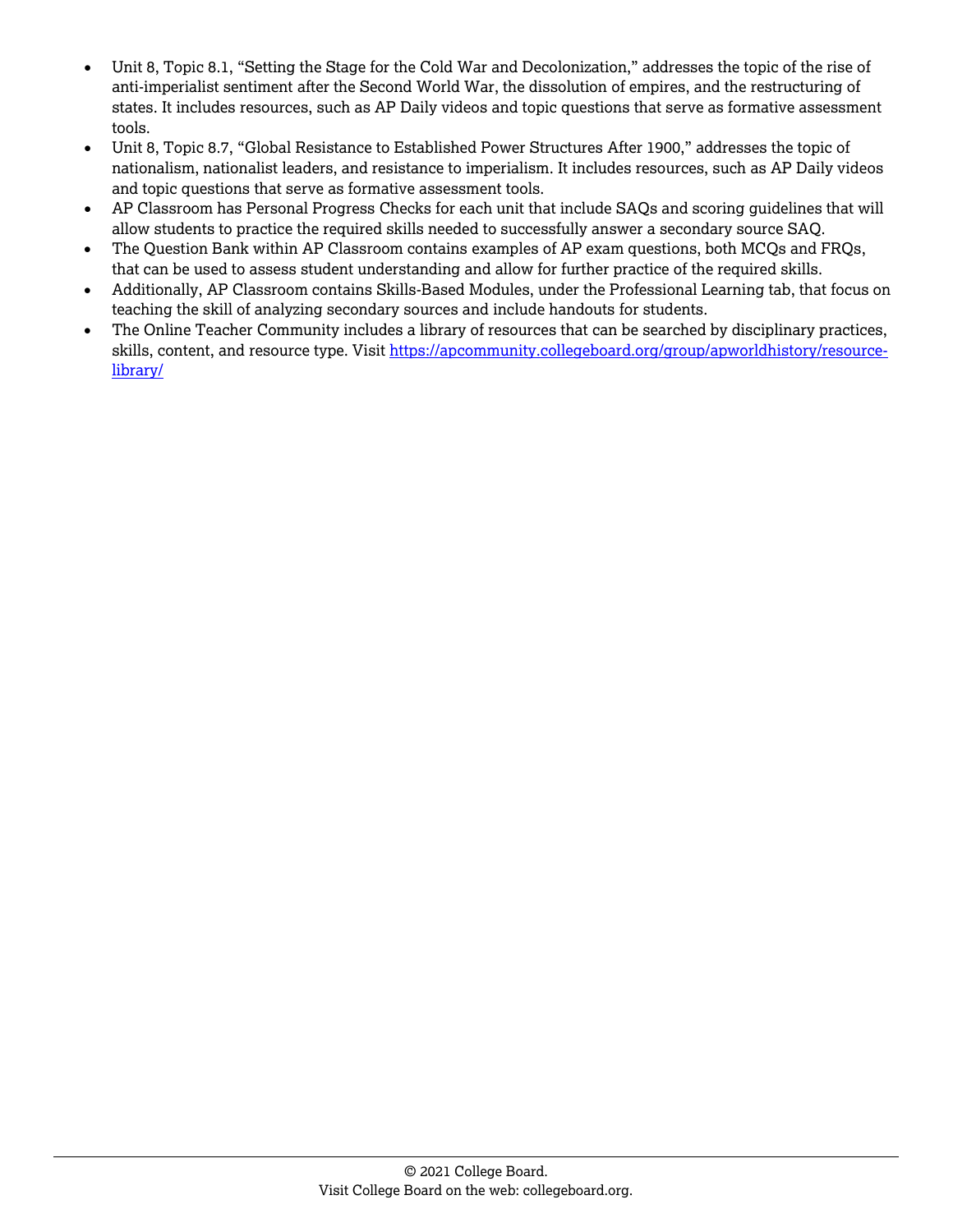- Unit 8, Topic 8.1, "Setting the Stage for the Cold War and Decolonization," addresses the topic of the rise of anti-imperialist sentiment after the Second World War, the dissolution of empires, and the restructuring of states. It includes resources, such as AP Daily videos and topic questions that serve as formative assessment tools.
- Unit 8, Topic 8.7, "Global Resistance to Established Power Structures After 1900," addresses the topic of nationalism, nationalist leaders, and resistance to imperialism. It includes resources, such as AP Daily videos and topic questions that serve as formative assessment tools.
- AP Classroom has Personal Progress Checks for each unit that include SAQs and scoring guidelines that will allow students to practice the required skills needed to successfully answer a secondary source SAQ.
- The Question Bank within AP Classroom contains examples of AP exam questions, both MCQs and FRQs, that can be used to assess student understanding and allow for further practice of the required skills.
- Additionally, AP Classroom contains Skills-Based Modules, under the Professional Learning tab, that focus on teaching the skill of analyzing secondary sources and include handouts for students.
- The Online Teacher Community includes a library of resources that can be searched by disciplinary practices, skills, content, and resource type. Visit [https://apcommunity.collegeboard.org/group/apworldhistory/resource-library/](https://apcommunity.collegeboard.org/group/apworldhistory/resource-library/)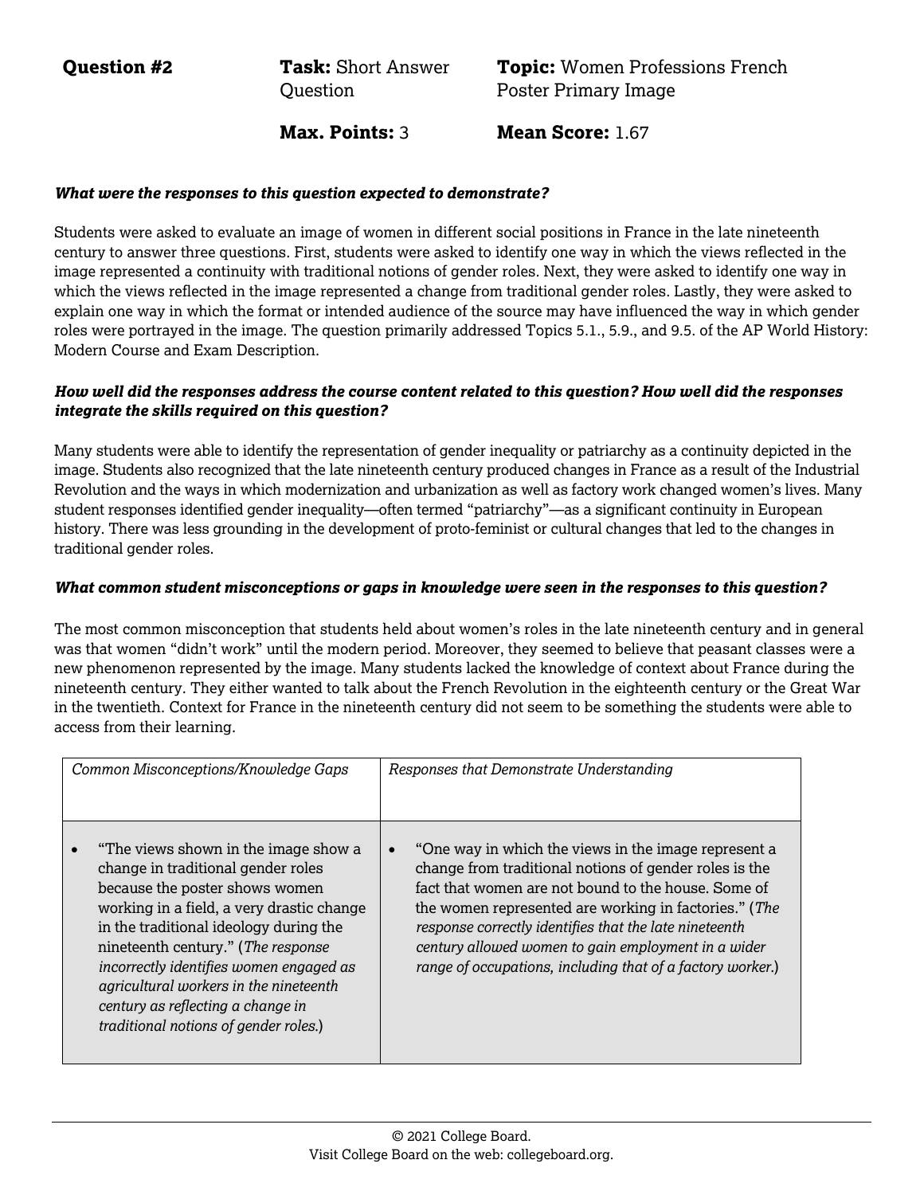**Question #2** | **Task:** Short Answer Question | **Topic:** Women Professions French Poster Primary Image

**Max. Points:** 3 | **Mean Score:** 1.67

***What were the responses to this question expected to demonstrate?***

Students were asked to evaluate an image of women in different social positions in France in the late nineteenth century to answer three questions. First, students were asked to identify one way in which the views reflected in the image represented a continuity with traditional notions of gender roles. Next, they were asked to identify one way in which the views reflected in the image represented a change from traditional gender roles. Lastly, they were asked to explain one way in which the format or intended audience of the source may have influenced the way in which gender roles were portrayed in the image. The question primarily addressed Topics 5.1., 5.9., and 9.5. of the AP World History: Modern Course and Exam Description.

***How well did the responses address the course content related to this question? How well did the responses integrate the skills required on this question?***

Many students were able to identify the representation of gender inequality or patriarchy as a continuity depicted in the image. Students also recognized that the late nineteenth century produced changes in France as a result of the Industrial Revolution and the ways in which modernization and urbanization as well as factory work changed women's lives. Many student responses identified gender inequality—often termed "patriarchy"—as a significant continuity in European history. There was less grounding in the development of proto-feminist or cultural changes that led to the changes in traditional gender roles.

***What common student misconceptions or gaps in knowledge were seen in the responses to this question?***

The most common misconception that students held about women's roles in the late nineteenth century and in general was that women "didn't work" until the modern period. Moreover, they seemed to believe that peasant classes were a new phenomenon represented by the image. Many students lacked the knowledge of context about France during the nineteenth century. They either wanted to talk about the French Revolution in the eighteenth century or the Great War in the twentieth. Context for France in the nineteenth century did not seem to be something the students were able to access from their learning.

| *Common Misconceptions/Knowledge Gaps* | *Responses that Demonstrate Understanding* |
|---|---|
| • "The views shown in the image show a change in traditional gender roles because the poster shows women working in a field, a very drastic change in the traditional ideology during the nineteenth century." (*The response incorrectly identifies women engaged as agricultural workers in the nineteenth century as reflecting a change in traditional notions of gender roles.*) | • "One way in which the views in the image represent a change from traditional notions of gender roles is the fact that women are not bound to the house. Some of the women represented are working in factories." (*The response correctly identifies that the late nineteenth century allowed women to gain employment in a wider range of occupations, including that of a factory worker.*) |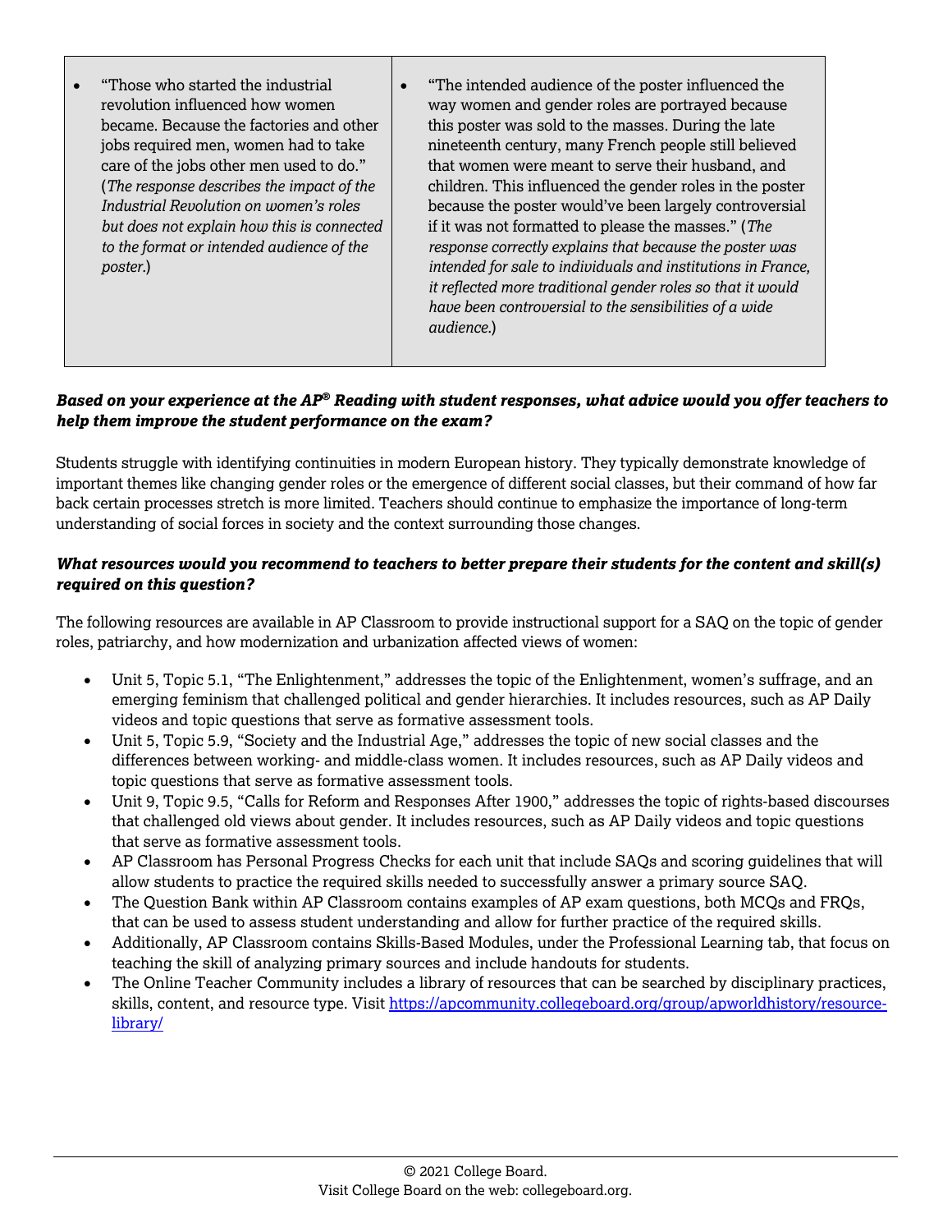| | |
|---|---|
| • "Those who started the industrial revolution influenced how women became. Because the factories and other jobs required men, women had to take care of the jobs other men used to do." (*The response describes the impact of the Industrial Revolution on women's roles but does not explain how this is connected to the format or intended audience of the poster.*) | • "The intended audience of the poster influenced the way women and gender roles are portrayed because this poster was sold to the masses. During the late nineteenth century, many French people still believed that women were meant to serve their husband, and children. This influenced the gender roles in the poster because the poster would've been largely controversial if it was not formatted to please the masses." (*The response correctly explains that because the poster was intended for sale to individuals and institutions in France, it reflected more traditional gender roles so that it would have been controversial to the sensibilities of a wide audience.*) |

***Based on your experience at the AP® Reading with student responses, what advice would you offer teachers to help them improve the student performance on the exam?***

Students struggle with identifying continuities in modern European history. They typically demonstrate knowledge of important themes like changing gender roles or the emergence of different social classes, but their command of how far back certain processes stretch is more limited. Teachers should continue to emphasize the importance of long-term understanding of social forces in society and the context surrounding those changes.

***What resources would you recommend to teachers to better prepare their students for the content and skill(s) required on this question?***

The following resources are available in AP Classroom to provide instructional support for a SAQ on the topic of gender roles, patriarchy, and how modernization and urbanization affected views of women:

- Unit 5, Topic 5.1, "The Enlightenment," addresses the topic of the Enlightenment, women's suffrage, and an emerging feminism that challenged political and gender hierarchies. It includes resources, such as AP Daily videos and topic questions that serve as formative assessment tools.
- Unit 5, Topic 5.9, "Society and the Industrial Age," addresses the topic of new social classes and the differences between working- and middle-class women. It includes resources, such as AP Daily videos and topic questions that serve as formative assessment tools.
- Unit 9, Topic 9.5, "Calls for Reform and Responses After 1900," addresses the topic of rights-based discourses that challenged old views about gender. It includes resources, such as AP Daily videos and topic questions that serve as formative assessment tools.
- AP Classroom has Personal Progress Checks for each unit that include SAQs and scoring guidelines that will allow students to practice the required skills needed to successfully answer a primary source SAQ.
- The Question Bank within AP Classroom contains examples of AP exam questions, both MCQs and FRQs, that can be used to assess student understanding and allow for further practice of the required skills.
- Additionally, AP Classroom contains Skills-Based Modules, under the Professional Learning tab, that focus on teaching the skill of analyzing primary sources and include handouts for students.
- The Online Teacher Community includes a library of resources that can be searched by disciplinary practices, skills, content, and resource type. Visit [https://apcommunity.collegeboard.org/group/apworldhistory/resource-library/](https://apcommunity.collegeboard.org/group/apworldhistory/resource-library/)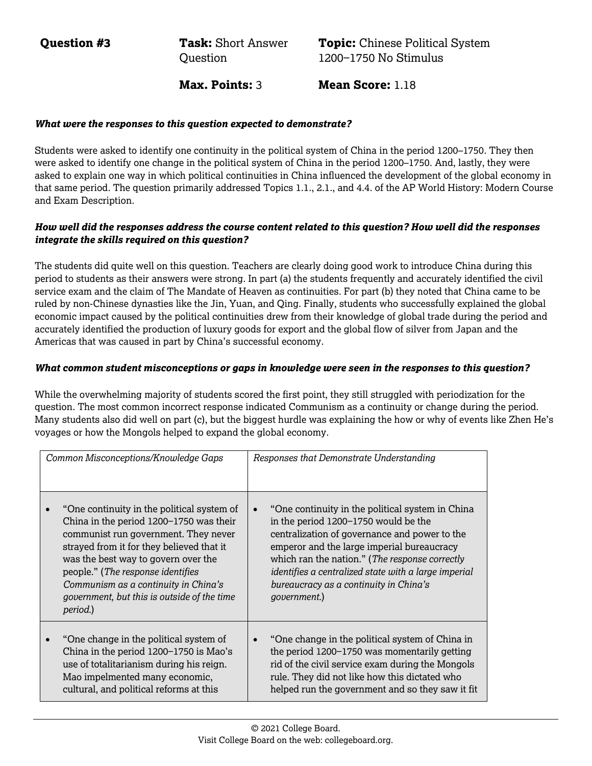**Question #3** | **Task:** Short Answer Question | **Topic:** Chinese Political System 1200–1750 No Stimulus

**Max. Points:** 3 | **Mean Score:** 1.18

***What were the responses to this question expected to demonstrate?***

Students were asked to identify one continuity in the political system of China in the period 1200–1750. They then were asked to identify one change in the political system of China in the period 1200–1750. And, lastly, they were asked to explain one way in which political continuities in China influenced the development of the global economy in that same period. The question primarily addressed Topics 1.1., 2.1., and 4.4. of the AP World History: Modern Course and Exam Description.

***How well did the responses address the course content related to this question? How well did the responses integrate the skills required on this question?***

The students did quite well on this question. Teachers are clearly doing good work to introduce China during this period to students as their answers were strong. In part (a) the students frequently and accurately identified the civil service exam and the claim of The Mandate of Heaven as continuities. For part (b) they noted that China came to be ruled by non-Chinese dynasties like the Jin, Yuan, and Qing. Finally, students who successfully explained the global economic impact caused by the political continuities drew from their knowledge of global trade during the period and accurately identified the production of luxury goods for export and the global flow of silver from Japan and the Americas that was caused in part by China's successful economy.

***What common student misconceptions or gaps in knowledge were seen in the responses to this question?***

While the overwhelming majority of students scored the first point, they still struggled with periodization for the question. The most common incorrect response indicated Communism as a continuity or change during the period. Many students also did well on part (c), but the biggest hurdle was explaining the how or why of events like Zhen He's voyages or how the Mongols helped to expand the global economy.

| *Common Misconceptions/Knowledge Gaps* | *Responses that Demonstrate Understanding* |
|---|---|
| • "One continuity in the political system of China in the period 1200–1750 was their communist run government. They never strayed from it for they believed that it was the best way to govern over the people." (*The response identifies Communism as a continuity in China's government, but this is outside of the time period.*) | • "One continuity in the political system in China in the period 1200–1750 would be the centralization of governance and power to the emperor and the large imperial bureaucracy which ran the nation." (*The response correctly identifies a centralized state with a large imperial bureaucracy as a continuity in China's government.*) |
| • "One change in the political system of China in the period 1200–1750 is Mao's use of totalitarianism during his reign. Mao impelmented many economic, cultural, and political reforms at this | • "One change in the political system of China in the period 1200–1750 was momentarily getting rid of the civil service exam during the Mongols rule. They did not like how this dictated who helped run the government and so they saw it fit |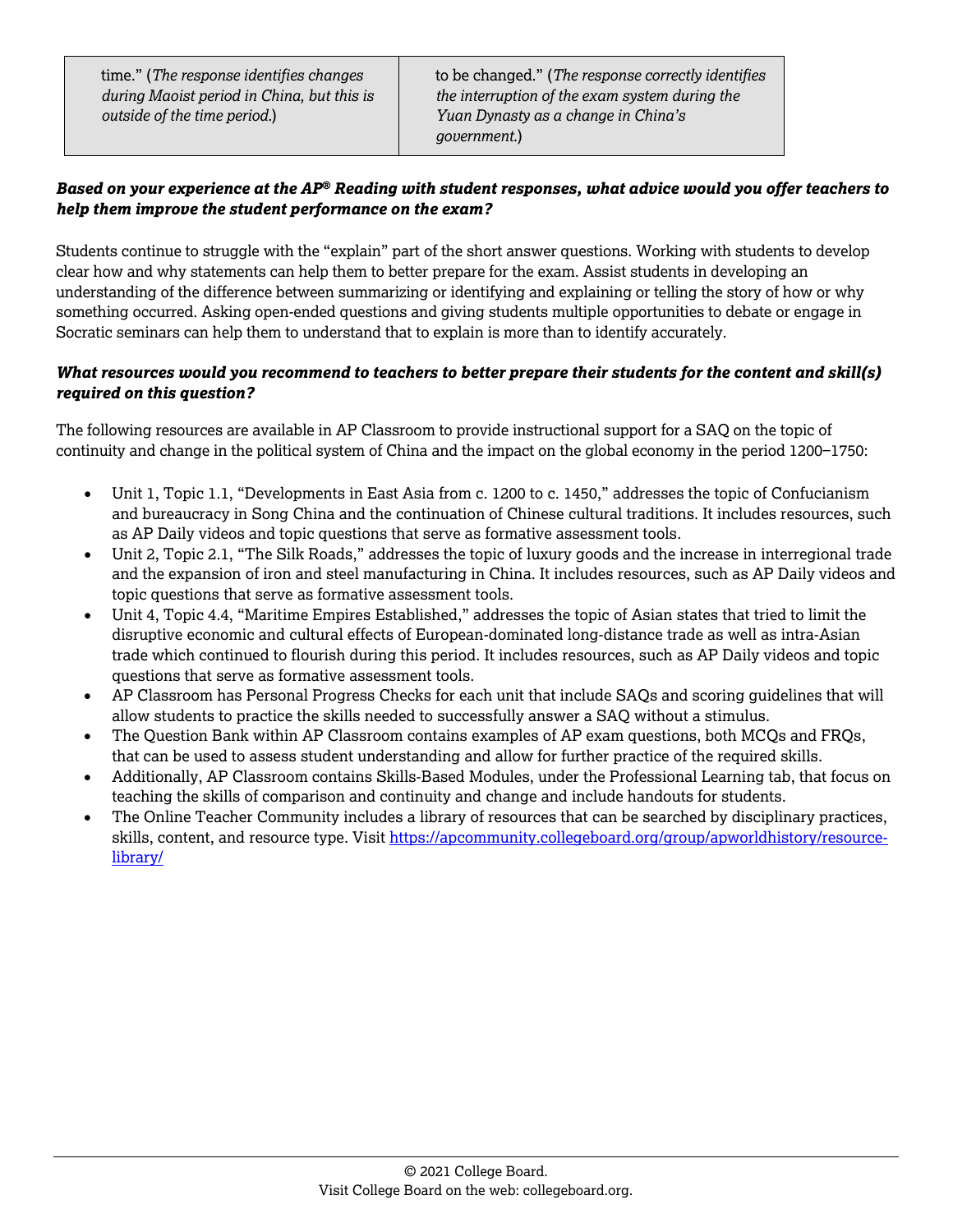| time." (*The response identifies changes during Maoist period in China, but this is outside of the time period.*) | to be changed." (*The response correctly identifies the interruption of the exam system during the Yuan Dynasty as a change in China's government.*) |
|---|---|

***Based on your experience at the AP® Reading with student responses, what advice would you offer teachers to help them improve the student performance on the exam?***

Students continue to struggle with the "explain" part of the short answer questions. Working with students to develop clear how and why statements can help them to better prepare for the exam. Assist students in developing an understanding of the difference between summarizing or identifying and explaining or telling the story of how or why something occurred. Asking open-ended questions and giving students multiple opportunities to debate or engage in Socratic seminars can help them to understand that to explain is more than to identify accurately.

***What resources would you recommend to teachers to better prepare their students for the content and skill(s) required on this question?***

The following resources are available in AP Classroom to provide instructional support for a SAQ on the topic of continuity and change in the political system of China and the impact on the global economy in the period 1200–1750:

- Unit 1, Topic 1.1, "Developments in East Asia from c. 1200 to c. 1450," addresses the topic of Confucianism and bureaucracy in Song China and the continuation of Chinese cultural traditions. It includes resources, such as AP Daily videos and topic questions that serve as formative assessment tools.
- Unit 2, Topic 2.1, "The Silk Roads," addresses the topic of luxury goods and the increase in interregional trade and the expansion of iron and steel manufacturing in China. It includes resources, such as AP Daily videos and topic questions that serve as formative assessment tools.
- Unit 4, Topic 4.4, "Maritime Empires Established," addresses the topic of Asian states that tried to limit the disruptive economic and cultural effects of European-dominated long-distance trade as well as intra-Asian trade which continued to flourish during this period. It includes resources, such as AP Daily videos and topic questions that serve as formative assessment tools.
- AP Classroom has Personal Progress Checks for each unit that include SAQs and scoring guidelines that will allow students to practice the skills needed to successfully answer a SAQ without a stimulus.
- The Question Bank within AP Classroom contains examples of AP exam questions, both MCQs and FRQs, that can be used to assess student understanding and allow for further practice of the required skills.
- Additionally, AP Classroom contains Skills-Based Modules, under the Professional Learning tab, that focus on teaching the skills of comparison and continuity and change and include handouts for students.
- The Online Teacher Community includes a library of resources that can be searched by disciplinary practices, skills, content, and resource type. Visit [https://apcommunity.collegeboard.org/group/apworldhistory/resource-library/](https://apcommunity.collegeboard.org/group/apworldhistory/resource-library/)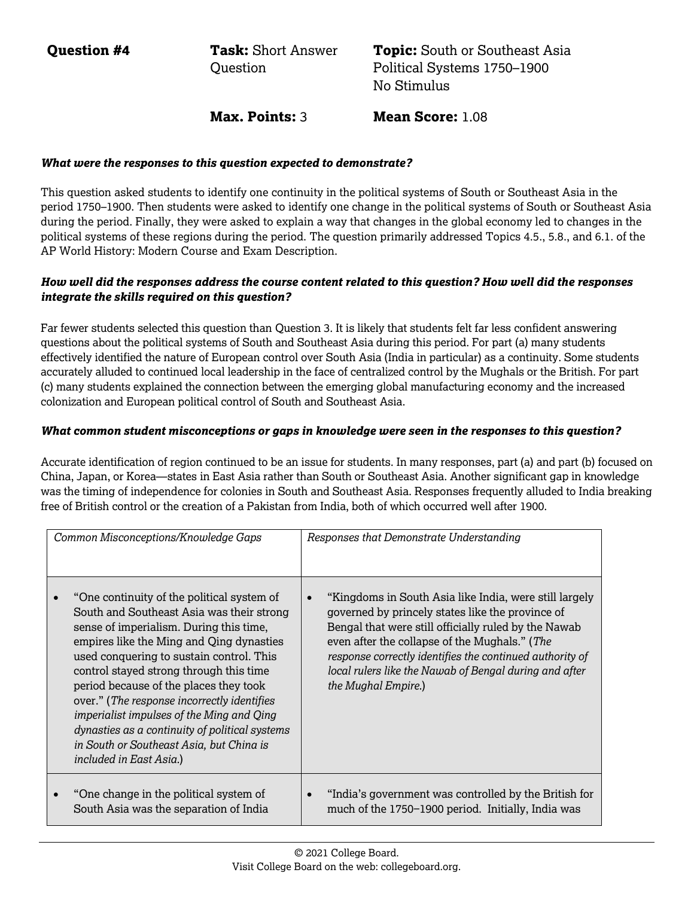| **Question #4** | **Task:** Short Answer Question | **Topic:** South or Southeast Asia Political Systems 1750–1900 No Stimulus |
|---|---|---|
| | **Max. Points:** 3 | **Mean Score:** 1.08 |

***What were the responses to this question expected to demonstrate?***

This question asked students to identify one continuity in the political systems of South or Southeast Asia in the period 1750–1900. Then students were asked to identify one change in the political systems of South or Southeast Asia during the period. Finally, they were asked to explain a way that changes in the global economy led to changes in the political systems of these regions during the period. The question primarily addressed Topics 4.5., 5.8., and 6.1. of the AP World History: Modern Course and Exam Description.

***How well did the responses address the course content related to this question? How well did the responses integrate the skills required on this question?***

Far fewer students selected this question than Question 3. It is likely that students felt far less confident answering questions about the political systems of South and Southeast Asia during this period. For part (a) many students effectively identified the nature of European control over South Asia (India in particular) as a continuity. Some students accurately alluded to continued local leadership in the face of centralized control by the Mughals or the British. For part (c) many students explained the connection between the emerging global manufacturing economy and the increased colonization and European political control of South and Southeast Asia.

***What common student misconceptions or gaps in knowledge were seen in the responses to this question?***

Accurate identification of region continued to be an issue for students. In many responses, part (a) and part (b) focused on China, Japan, or Korea—states in East Asia rather than South or Southeast Asia. Another significant gap in knowledge was the timing of independence for colonies in South and Southeast Asia. Responses frequently alluded to India breaking free of British control or the creation of a Pakistan from India, both of which occurred well after 1900.

| *Common Misconceptions/Knowledge Gaps* | *Responses that Demonstrate Understanding* |
|---|---|
| • "One continuity of the political system of South and Southeast Asia was their strong sense of imperialism. During this time, empires like the Ming and Qing dynasties used conquering to sustain control. This control stayed strong through this time period because of the places they took over." (*The response incorrectly identifies imperialist impulses of the Ming and Qing dynasties as a continuity of political systems in South or Southeast Asia, but China is included in East Asia.*) | • "Kingdoms in South Asia like India, were still largely governed by princely states like the province of Bengal that were still officially ruled by the Nawab even after the collapse of the Mughals." (*The response correctly identifies the continued authority of local rulers like the Nawab of Bengal during and after the Mughal Empire.*) |
| • "One change in the political system of South Asia was the separation of India | • "India's government was controlled by the British for much of the 1750–1900 period. Initially, India was |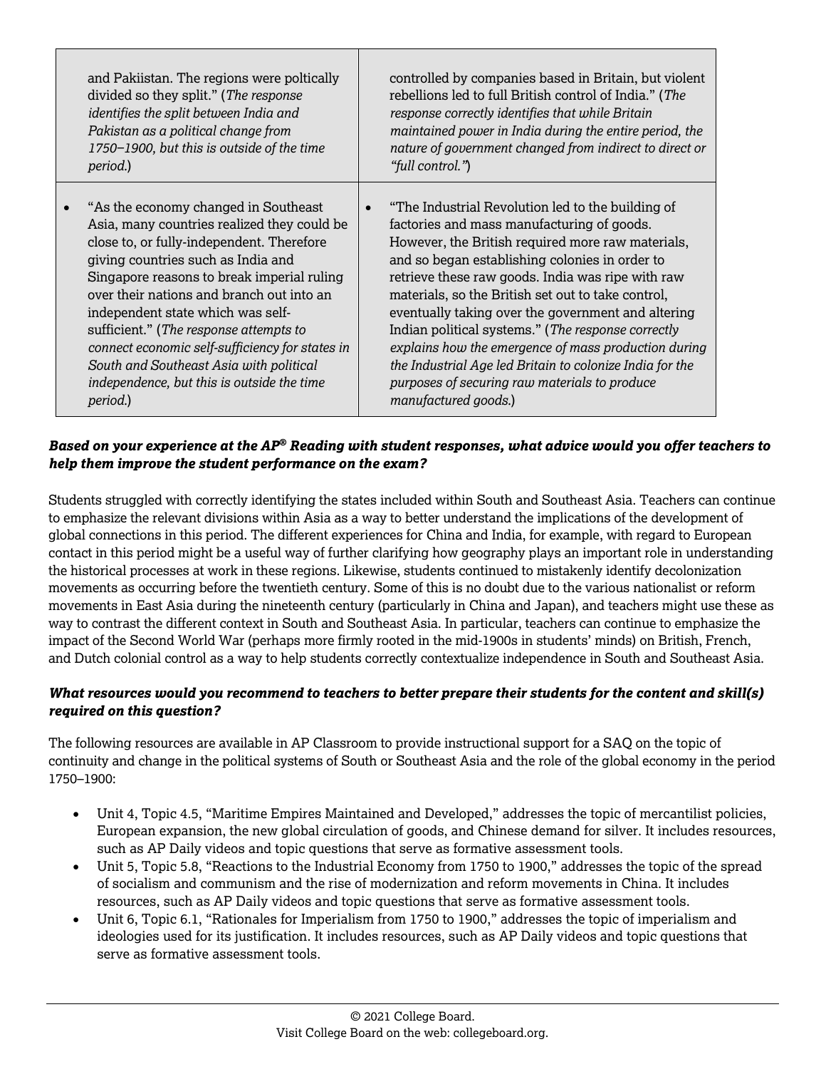| | |
|---|---|
| and Pakiistan. The regions were poltically divided so they split." (*The response identifies the split between India and Pakistan as a political change from 1750–1900, but this is outside of the time period.*) | controlled by companies based in Britain, but violent rebellions led to full British control of India." (*The response correctly identifies that while Britain maintained power in India during the entire period, the nature of government changed from indirect to direct or "full control."*) |
| • "As the economy changed in Southeast Asia, many countries realized they could be close to, or fully-independent. Therefore giving countries such as India and Singapore reasons to break imperial ruling over their nations and branch out into an independent state which was self-sufficient." (*The response attempts to connect economic self-sufficiency for states in South and Southeast Asia with political independence, but this is outside the time period.*) | • "The Industrial Revolution led to the building of factories and mass manufacturing of goods. However, the British required more raw materials, and so began establishing colonies in order to retrieve these raw goods. India was ripe with raw materials, so the British set out to take control, eventually taking over the government and altering Indian political systems." (*The response correctly explains how the emergence of mass production during the Industrial Age led Britain to colonize India for the purposes of securing raw materials to produce manufactured goods.*) |

***Based on your experience at the AP® Reading with student responses, what advice would you offer teachers to help them improve the student performance on the exam?***

Students struggled with correctly identifying the states included within South and Southeast Asia. Teachers can continue to emphasize the relevant divisions within Asia as a way to better understand the implications of the development of global connections in this period. The different experiences for China and India, for example, with regard to European contact in this period might be a useful way of further clarifying how geography plays an important role in understanding the historical processes at work in these regions. Likewise, students continued to mistakenly identify decolonization movements as occurring before the twentieth century. Some of this is no doubt due to the various nationalist or reform movements in East Asia during the nineteenth century (particularly in China and Japan), and teachers might use these as way to contrast the different context in South and Southeast Asia. In particular, teachers can continue to emphasize the impact of the Second World War (perhaps more firmly rooted in the mid-1900s in students' minds) on British, French, and Dutch colonial control as a way to help students correctly contextualize independence in South and Southeast Asia.

***What resources would you recommend to teachers to better prepare their students for the content and skill(s) required on this question?***

The following resources are available in AP Classroom to provide instructional support for a SAQ on the topic of continuity and change in the political systems of South or Southeast Asia and the role of the global economy in the period 1750–1900:

- Unit 4, Topic 4.5, "Maritime Empires Maintained and Developed," addresses the topic of mercantilist policies, European expansion, the new global circulation of goods, and Chinese demand for silver. It includes resources, such as AP Daily videos and topic questions that serve as formative assessment tools.
- Unit 5, Topic 5.8, "Reactions to the Industrial Economy from 1750 to 1900," addresses the topic of the spread of socialism and communism and the rise of modernization and reform movements in China. It includes resources, such as AP Daily videos and topic questions that serve as formative assessment tools.
- Unit 6, Topic 6.1, "Rationales for Imperialism from 1750 to 1900," addresses the topic of imperialism and ideologies used for its justification. It includes resources, such as AP Daily videos and topic questions that serve as formative assessment tools.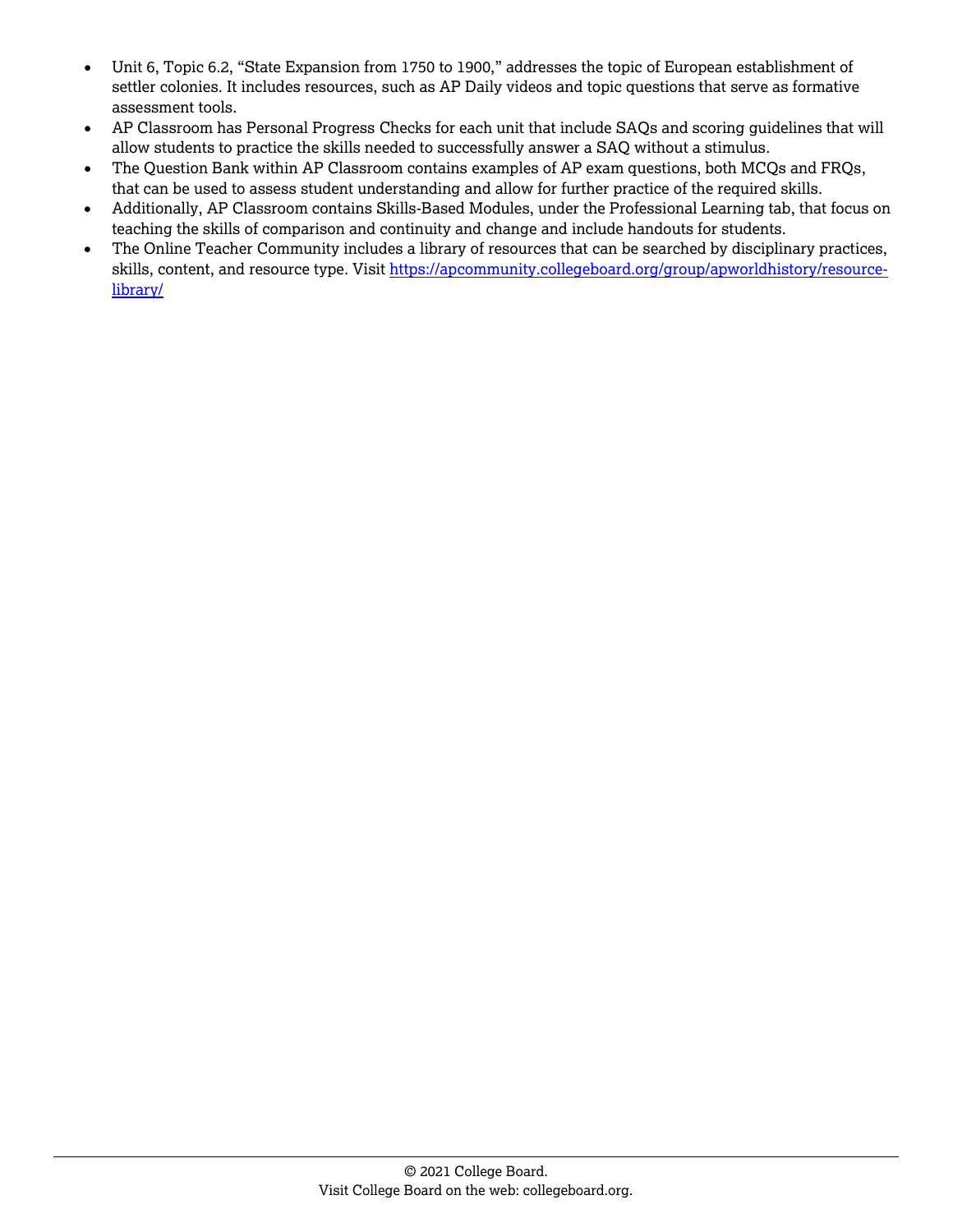- Unit 6, Topic 6.2, "State Expansion from 1750 to 1900," addresses the topic of European establishment of settler colonies. It includes resources, such as AP Daily videos and topic questions that serve as formative assessment tools.
- AP Classroom has Personal Progress Checks for each unit that include SAQs and scoring guidelines that will allow students to practice the skills needed to successfully answer a SAQ without a stimulus.
- The Question Bank within AP Classroom contains examples of AP exam questions, both MCQs and FRQs, that can be used to assess student understanding and allow for further practice of the required skills.
- Additionally, AP Classroom contains Skills-Based Modules, under the Professional Learning tab, that focus on teaching the skills of comparison and continuity and change and include handouts for students.
- The Online Teacher Community includes a library of resources that can be searched by disciplinary practices, skills, content, and resource type. Visit [https://apcommunity.collegeboard.org/group/apworldhistory/resource-library/](https://apcommunity.collegeboard.org/group/apworldhistory/resource-library/)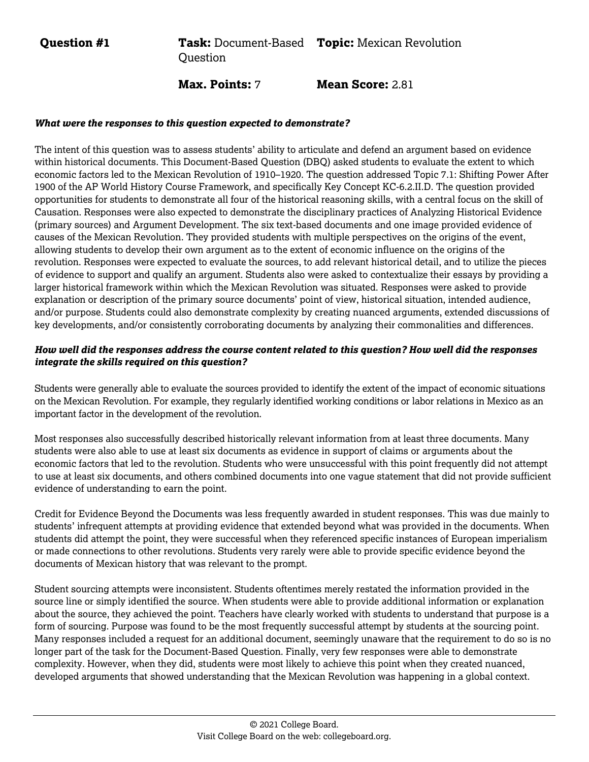| **Question #1** | **Task:** Document-Based Question | **Topic:** Mexican Revolution |
| --- | --- | --- |
| | **Max. Points:** 7 | **Mean Score:** 2.81 |

***What were the responses to this question expected to demonstrate?***

The intent of this question was to assess students' ability to articulate and defend an argument based on evidence within historical documents. This Document-Based Question (DBQ) asked students to evaluate the extent to which economic factors led to the Mexican Revolution of 1910–1920. The question addressed Topic 7.1: Shifting Power After 1900 of the AP World History Course Framework, and specifically Key Concept KC-6.2.II.D. The question provided opportunities for students to demonstrate all four of the historical reasoning skills, with a central focus on the skill of Causation. Responses were also expected to demonstrate the disciplinary practices of Analyzing Historical Evidence (primary sources) and Argument Development. The six text-based documents and one image provided evidence of causes of the Mexican Revolution. They provided students with multiple perspectives on the origins of the event, allowing students to develop their own argument as to the extent of economic influence on the origins of the revolution. Responses were expected to evaluate the sources, to add relevant historical detail, and to utilize the pieces of evidence to support and qualify an argument. Students also were asked to contextualize their essays by providing a larger historical framework within which the Mexican Revolution was situated. Responses were asked to provide explanation or description of the primary source documents' point of view, historical situation, intended audience, and/or purpose. Students could also demonstrate complexity by creating nuanced arguments, extended discussions of key developments, and/or consistently corroborating documents by analyzing their commonalities and differences.

***How well did the responses address the course content related to this question? How well did the responses integrate the skills required on this question?***

Students were generally able to evaluate the sources provided to identify the extent of the impact of economic situations on the Mexican Revolution. For example, they regularly identified working conditions or labor relations in Mexico as an important factor in the development of the revolution.

Most responses also successfully described historically relevant information from at least three documents. Many students were also able to use at least six documents as evidence in support of claims or arguments about the economic factors that led to the revolution. Students who were unsuccessful with this point frequently did not attempt to use at least six documents, and others combined documents into one vague statement that did not provide sufficient evidence of understanding to earn the point.

Credit for Evidence Beyond the Documents was less frequently awarded in student responses. This was due mainly to students' infrequent attempts at providing evidence that extended beyond what was provided in the documents. When students did attempt the point, they were successful when they referenced specific instances of European imperialism or made connections to other revolutions. Students very rarely were able to provide specific evidence beyond the documents of Mexican history that was relevant to the prompt.

Student sourcing attempts were inconsistent. Students oftentimes merely restated the information provided in the source line or simply identified the source. When students were able to provide additional information or explanation about the source, they achieved the point. Teachers have clearly worked with students to understand that purpose is a form of sourcing. Purpose was found to be the most frequently successful attempt by students at the sourcing point. Many responses included a request for an additional document, seemingly unaware that the requirement to do so is no longer part of the task for the Document-Based Question. Finally, very few responses were able to demonstrate complexity. However, when they did, students were most likely to achieve this point when they created nuanced, developed arguments that showed understanding that the Mexican Revolution was happening in a global context.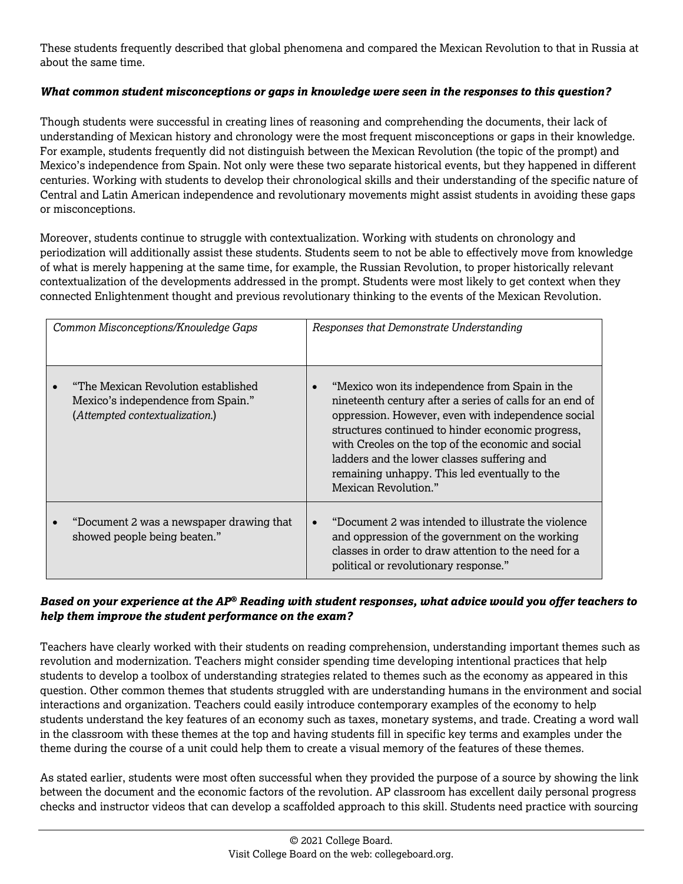These students frequently described that global phenomena and compared the Mexican Revolution to that in Russia at about the same time.

***What common student misconceptions or gaps in knowledge were seen in the responses to this question?***

Though students were successful in creating lines of reasoning and comprehending the documents, their lack of understanding of Mexican history and chronology were the most frequent misconceptions or gaps in their knowledge. For example, students frequently did not distinguish between the Mexican Revolution (the topic of the prompt) and Mexico's independence from Spain. Not only were these two separate historical events, but they happened in different centuries. Working with students to develop their chronological skills and their understanding of the specific nature of Central and Latin American independence and revolutionary movements might assist students in avoiding these gaps or misconceptions.

Moreover, students continue to struggle with contextualization. Working with students on chronology and periodization will additionally assist these students. Students seem to not be able to effectively move from knowledge of what is merely happening at the same time, for example, the Russian Revolution, to proper historically relevant contextualization of the developments addressed in the prompt. Students were most likely to get context when they connected Enlightenment thought and previous revolutionary thinking to the events of the Mexican Revolution.

| *Common Misconceptions/Knowledge Gaps* | *Responses that Demonstrate Understanding* |
|---|---|
| • "The Mexican Revolution established Mexico's independence from Spain." (*Attempted contextualization.*) | • "Mexico won its independence from Spain in the nineteenth century after a series of calls for an end of oppression. However, even with independence social structures continued to hinder economic progress, with Creoles on the top of the economic and social ladders and the lower classes suffering and remaining unhappy. This led eventually to the Mexican Revolution." |
| • "Document 2 was a newspaper drawing that showed people being beaten." | • "Document 2 was intended to illustrate the violence and oppression of the government on the working classes in order to draw attention to the need for a political or revolutionary response." |

***Based on your experience at the AP® Reading with student responses, what advice would you offer teachers to help them improve the student performance on the exam?***

Teachers have clearly worked with their students on reading comprehension, understanding important themes such as revolution and modernization. Teachers might consider spending time developing intentional practices that help students to develop a toolbox of understanding strategies related to themes such as the economy as appeared in this question. Other common themes that students struggled with are understanding humans in the environment and social interactions and organization. Teachers could easily introduce contemporary examples of the economy to help students understand the key features of an economy such as taxes, monetary systems, and trade. Creating a word wall in the classroom with these themes at the top and having students fill in specific key terms and examples under the theme during the course of a unit could help them to create a visual memory of the features of these themes.

As stated earlier, students were most often successful when they provided the purpose of a source by showing the link between the document and the economic factors of the revolution. AP classroom has excellent daily personal progress checks and instructor videos that can develop a scaffolded approach to this skill. Students need practice with sourcing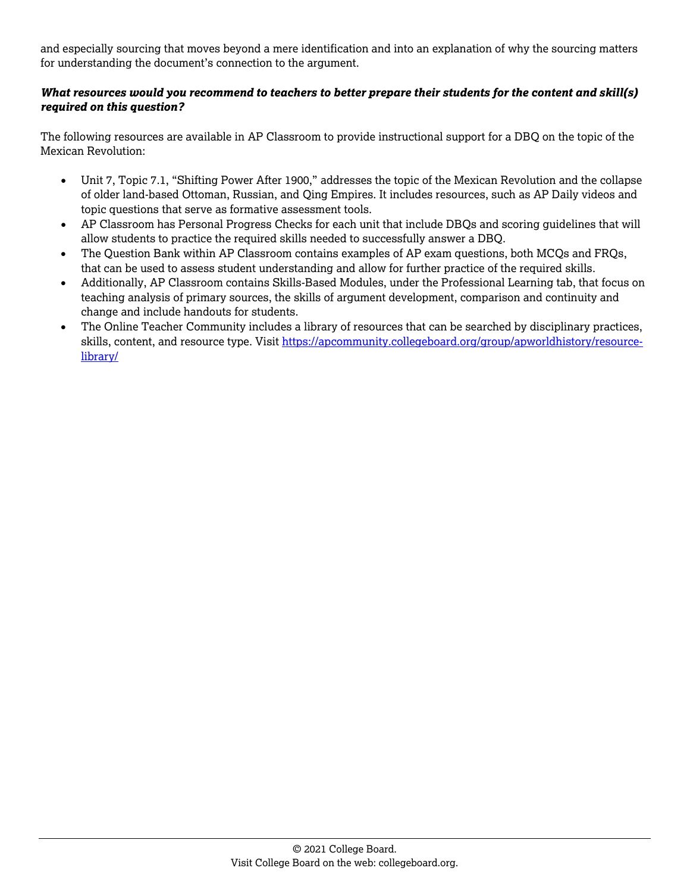and especially sourcing that moves beyond a mere identification and into an explanation of why the sourcing matters for understanding the document's connection to the argument.

***What resources would you recommend to teachers to better prepare their students for the content and skill(s) required on this question?***

The following resources are available in AP Classroom to provide instructional support for a DBQ on the topic of the Mexican Revolution:

- Unit 7, Topic 7.1, "Shifting Power After 1900," addresses the topic of the Mexican Revolution and the collapse of older land-based Ottoman, Russian, and Qing Empires. It includes resources, such as AP Daily videos and topic questions that serve as formative assessment tools.
- AP Classroom has Personal Progress Checks for each unit that include DBQs and scoring guidelines that will allow students to practice the required skills needed to successfully answer a DBQ.
- The Question Bank within AP Classroom contains examples of AP exam questions, both MCQs and FRQs, that can be used to assess student understanding and allow for further practice of the required skills.
- Additionally, AP Classroom contains Skills-Based Modules, under the Professional Learning tab, that focus on teaching analysis of primary sources, the skills of argument development, comparison and continuity and change and include handouts for students.
- The Online Teacher Community includes a library of resources that can be searched by disciplinary practices, skills, content, and resource type. Visit [https://apcommunity.collegeboard.org/group/apworldhistory/resource-library/](https://apcommunity.collegeboard.org/group/apworldhistory/resource-library/)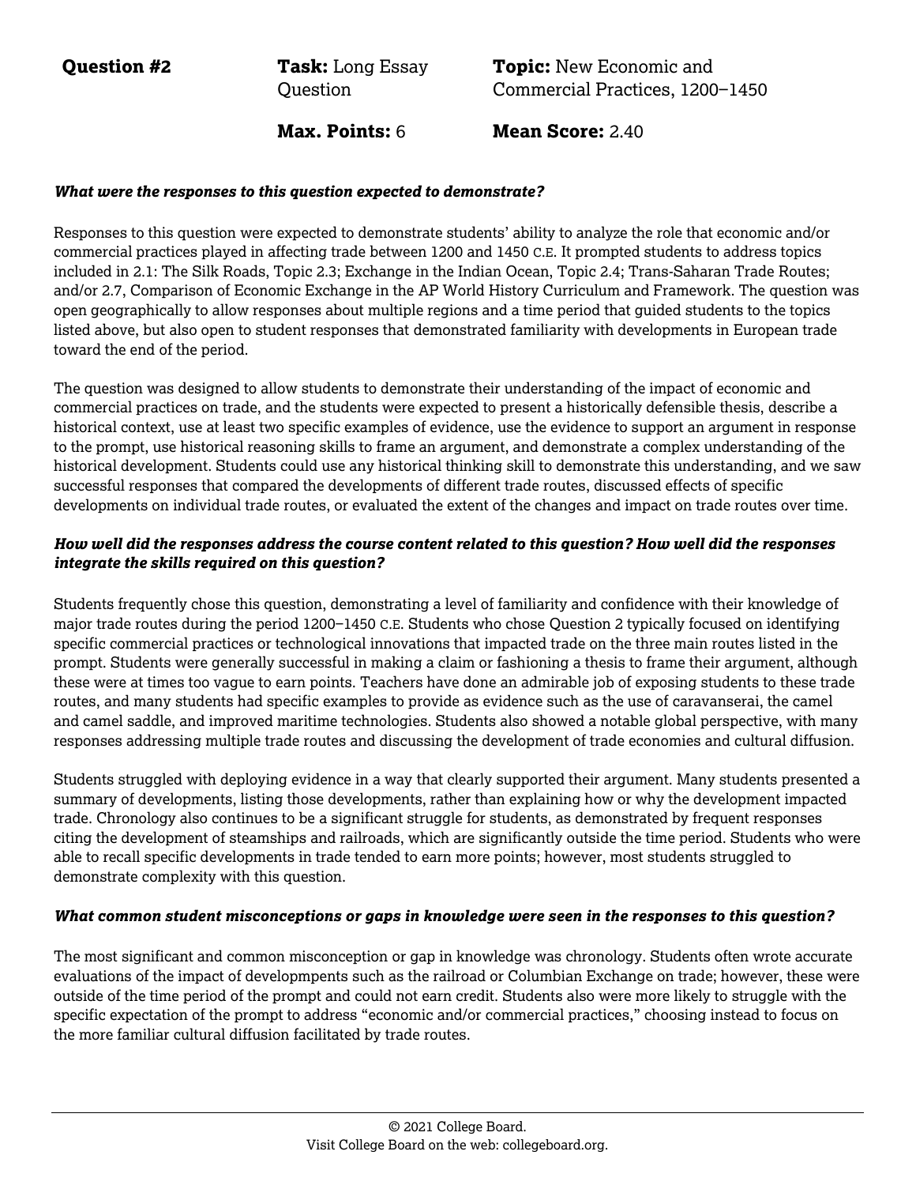**Question #2** | **Task:** Long Essay Question | **Topic:** New Economic and Commercial Practices, 1200–1450

**Max. Points:** 6 | **Mean Score:** 2.40

***What were the responses to this question expected to demonstrate?***

Responses to this question were expected to demonstrate students' ability to analyze the role that economic and/or commercial practices played in affecting trade between 1200 and 1450 C.E. It prompted students to address topics included in 2.1: The Silk Roads, Topic 2.3; Exchange in the Indian Ocean, Topic 2.4; Trans-Saharan Trade Routes; and/or 2.7, Comparison of Economic Exchange in the AP World History Curriculum and Framework. The question was open geographically to allow responses about multiple regions and a time period that guided students to the topics listed above, but also open to student responses that demonstrated familiarity with developments in European trade toward the end of the period.

The question was designed to allow students to demonstrate their understanding of the impact of economic and commercial practices on trade, and the students were expected to present a historically defensible thesis, describe a historical context, use at least two specific examples of evidence, use the evidence to support an argument in response to the prompt, use historical reasoning skills to frame an argument, and demonstrate a complex understanding of the historical development. Students could use any historical thinking skill to demonstrate this understanding, and we saw successful responses that compared the developments of different trade routes, discussed effects of specific developments on individual trade routes, or evaluated the extent of the changes and impact on trade routes over time.

***How well did the responses address the course content related to this question? How well did the responses integrate the skills required on this question?***

Students frequently chose this question, demonstrating a level of familiarity and confidence with their knowledge of major trade routes during the period 1200–1450 C.E. Students who chose Question 2 typically focused on identifying specific commercial practices or technological innovations that impacted trade on the three main routes listed in the prompt. Students were generally successful in making a claim or fashioning a thesis to frame their argument, although these were at times too vague to earn points. Teachers have done an admirable job of exposing students to these trade routes, and many students had specific examples to provide as evidence such as the use of caravanserai, the camel and camel saddle, and improved maritime technologies. Students also showed a notable global perspective, with many responses addressing multiple trade routes and discussing the development of trade economies and cultural diffusion.

Students struggled with deploying evidence in a way that clearly supported their argument. Many students presented a summary of developments, listing those developments, rather than explaining how or why the development impacted trade. Chronology also continues to be a significant struggle for students, as demonstrated by frequent responses citing the development of steamships and railroads, which are significantly outside the time period. Students who were able to recall specific developments in trade tended to earn more points; however, most students struggled to demonstrate complexity with this question.

***What common student misconceptions or gaps in knowledge were seen in the responses to this question?***

The most significant and common misconception or gap in knowledge was chronology. Students often wrote accurate evaluations of the impact of developmpents such as the railroad or Columbian Exchange on trade; however, these were outside of the time period of the prompt and could not earn credit. Students also were more likely to struggle with the specific expectation of the prompt to address "economic and/or commercial practices," choosing instead to focus on the more familiar cultural diffusion facilitated by trade routes.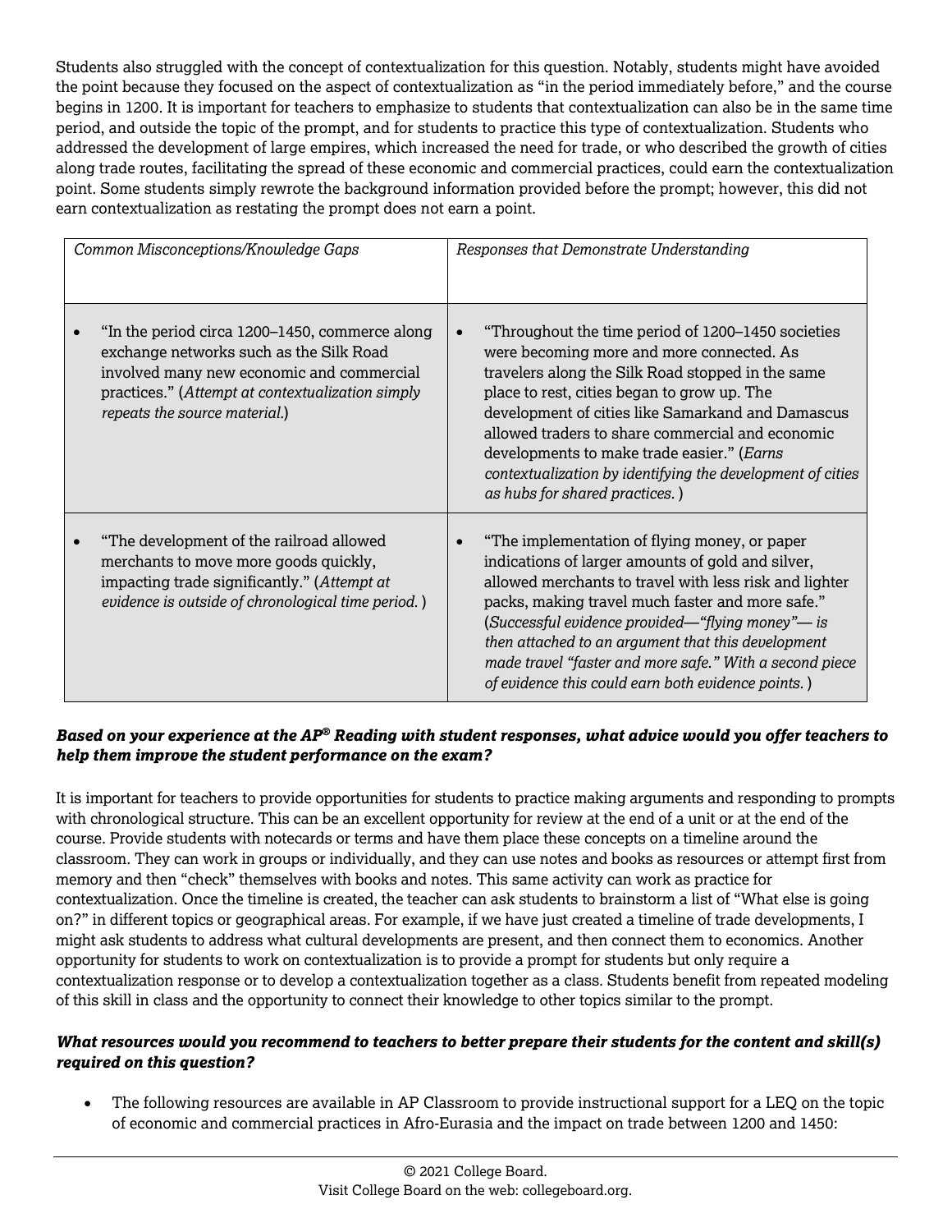Students also struggled with the concept of contextualization for this question. Notably, students might have avoided the point because they focused on the aspect of contextualization as "in the period immediately before," and the course begins in 1200. It is important for teachers to emphasize to students that contextualization can also be in the same time period, and outside the topic of the prompt, and for students to practice this type of contextualization. Students who addressed the development of large empires, which increased the need for trade, or who described the growth of cities along trade routes, facilitating the spread of these economic and commercial practices, could earn the contextualization point. Some students simply rewrote the background information provided before the prompt; however, this did not earn contextualization as restating the prompt does not earn a point.

| *Common Misconceptions/Knowledge Gaps* | *Responses that Demonstrate Understanding* |
|---|---|
| • "In the period circa 1200–1450, commerce along exchange networks such as the Silk Road involved many new economic and commercial practices." (*Attempt at contextualization simply repeats the source material.*) | • "Throughout the time period of 1200–1450 societies were becoming more and more connected. As travelers along the Silk Road stopped in the same place to rest, cities began to grow up. The development of cities like Samarkand and Damascus allowed traders to share commercial and economic developments to make trade easier." (*Earns contextualization by identifying the development of cities as hubs for shared practices.*) |
| • "The development of the railroad allowed merchants to move more goods quickly, impacting trade significantly." (*Attempt at evidence is outside of chronological time period.*) | • "The implementation of flying money, or paper indications of larger amounts of gold and silver, allowed merchants to travel with less risk and lighter packs, making travel much faster and more safe." (*Successful evidence provided—"flying money"— is then attached to an argument that this development made travel "faster and more safe." With a second piece of evidence this could earn both evidence points.*) |

***Based on your experience at the AP® Reading with student responses, what advice would you offer teachers to help them improve the student performance on the exam?***

It is important for teachers to provide opportunities for students to practice making arguments and responding to prompts with chronological structure. This can be an excellent opportunity for review at the end of a unit or at the end of the course. Provide students with notecards or terms and have them place these concepts on a timeline around the classroom. They can work in groups or individually, and they can use notes and books as resources or attempt first from memory and then "check" themselves with books and notes. This same activity can work as practice for contextualization. Once the timeline is created, the teacher can ask students to brainstorm a list of "What else is going on?" in different topics or geographical areas. For example, if we have just created a timeline of trade developments, I might ask students to address what cultural developments are present, and then connect them to economics. Another opportunity for students to work on contextualization is to provide a prompt for students but only require a contextualization response or to develop a contextualization together as a class. Students benefit from repeated modeling of this skill in class and the opportunity to connect their knowledge to other topics similar to the prompt.

***What resources would you recommend to teachers to better prepare their students for the content and skill(s) required on this question?***

- The following resources are available in AP Classroom to provide instructional support for a LEQ on the topic of economic and commercial practices in Afro-Eurasia and the impact on trade between 1200 and 1450: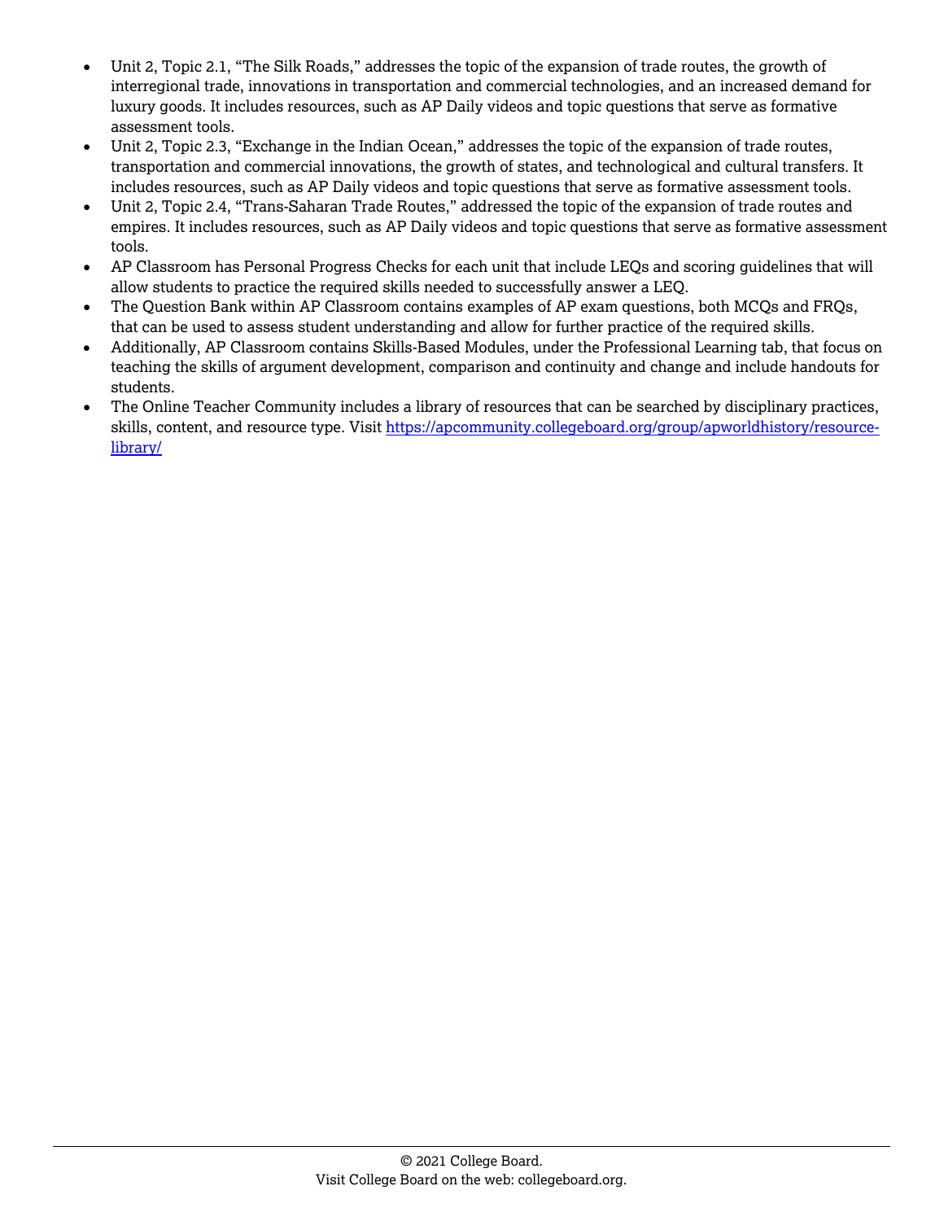- Unit 2, Topic 2.1, "The Silk Roads," addresses the topic of the expansion of trade routes, the growth of interregional trade, innovations in transportation and commercial technologies, and an increased demand for luxury goods. It includes resources, such as AP Daily videos and topic questions that serve as formative assessment tools.
- Unit 2, Topic 2.3, "Exchange in the Indian Ocean," addresses the topic of the expansion of trade routes, transportation and commercial innovations, the growth of states, and technological and cultural transfers. It includes resources, such as AP Daily videos and topic questions that serve as formative assessment tools.
- Unit 2, Topic 2.4, "Trans-Saharan Trade Routes," addressed the topic of the expansion of trade routes and empires. It includes resources, such as AP Daily videos and topic questions that serve as formative assessment tools.
- AP Classroom has Personal Progress Checks for each unit that include LEQs and scoring guidelines that will allow students to practice the required skills needed to successfully answer a LEQ.
- The Question Bank within AP Classroom contains examples of AP exam questions, both MCQs and FRQs, that can be used to assess student understanding and allow for further practice of the required skills.
- Additionally, AP Classroom contains Skills-Based Modules, under the Professional Learning tab, that focus on teaching the skills of argument development, comparison and continuity and change and include handouts for students.
- The Online Teacher Community includes a library of resources that can be searched by disciplinary practices, skills, content, and resource type. Visit [https://apcommunity.collegeboard.org/group/apworldhistory/resource-library/](https://apcommunity.collegeboard.org/group/apworldhistory/resource-library/)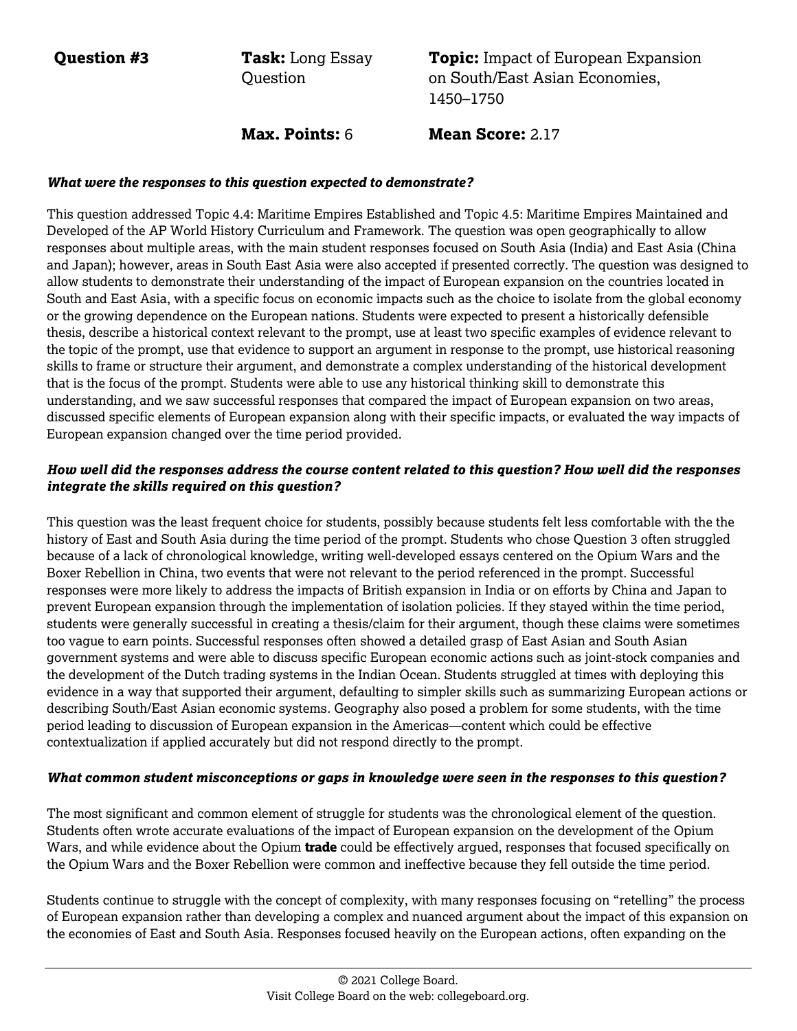| **Question #3** | **Task:** Long Essay Question | **Topic:** Impact of European Expansion on South/East Asian Economies, 1450–1750 |
|---|---|---|
| | **Max. Points:** 6 | **Mean Score:** 2.17 |

***What were the responses to this question expected to demonstrate?***

This question addressed Topic 4.4: Maritime Empires Established and Topic 4.5: Maritime Empires Maintained and Developed of the AP World History Curriculum and Framework. The question was open geographically to allow responses about multiple areas, with the main student responses focused on South Asia (India) and East Asia (China and Japan); however, areas in South East Asia were also accepted if presented correctly. The question was designed to allow students to demonstrate their understanding of the impact of European expansion on the countries located in South and East Asia, with a specific focus on economic impacts such as the choice to isolate from the global economy or the growing dependence on the European nations. Students were expected to present a historically defensible thesis, describe a historical context relevant to the prompt, use at least two specific examples of evidence relevant to the topic of the prompt, use that evidence to support an argument in response to the prompt, use historical reasoning skills to frame or structure their argument, and demonstrate a complex understanding of the historical development that is the focus of the prompt. Students were able to use any historical thinking skill to demonstrate this understanding, and we saw successful responses that compared the impact of European expansion on two areas, discussed specific elements of European expansion along with their specific impacts, or evaluated the way impacts of European expansion changed over the time period provided.

***How well did the responses address the course content related to this question? How well did the responses integrate the skills required on this question?***

This question was the least frequent choice for students, possibly because students felt less comfortable with the the history of East and South Asia during the time period of the prompt. Students who chose Question 3 often struggled because of a lack of chronological knowledge, writing well-developed essays centered on the Opium Wars and the Boxer Rebellion in China, two events that were not relevant to the period referenced in the prompt. Successful responses were more likely to address the impacts of British expansion in India or on efforts by China and Japan to prevent European expansion through the implementation of isolation policies. If they stayed within the time period, students were generally successful in creating a thesis/claim for their argument, though these claims were sometimes too vague to earn points. Successful responses often showed a detailed grasp of East Asian and South Asian government systems and were able to discuss specific European economic actions such as joint-stock companies and the development of the Dutch trading systems in the Indian Ocean. Students struggled at times with deploying this evidence in a way that supported their argument, defaulting to simpler skills such as summarizing European actions or describing South/East Asian economic systems. Geography also posed a problem for some students, with the time period leading to discussion of European expansion in the Americas—content which could be effective contextualization if applied accurately but did not respond directly to the prompt.

***What common student misconceptions or gaps in knowledge were seen in the responses to this question?***

The most significant and common element of struggle for students was the chronological element of the question. Students often wrote accurate evaluations of the impact of European expansion on the development of the Opium Wars, and while evidence about the Opium **trade** could be effectively argued, responses that focused specifically on the Opium Wars and the Boxer Rebellion were common and ineffective because they fell outside the time period.

Students continue to struggle with the concept of complexity, with many responses focusing on "retelling" the process of European expansion rather than developing a complex and nuanced argument about the impact of this expansion on the economies of East and South Asia. Responses focused heavily on the European actions, often expanding on the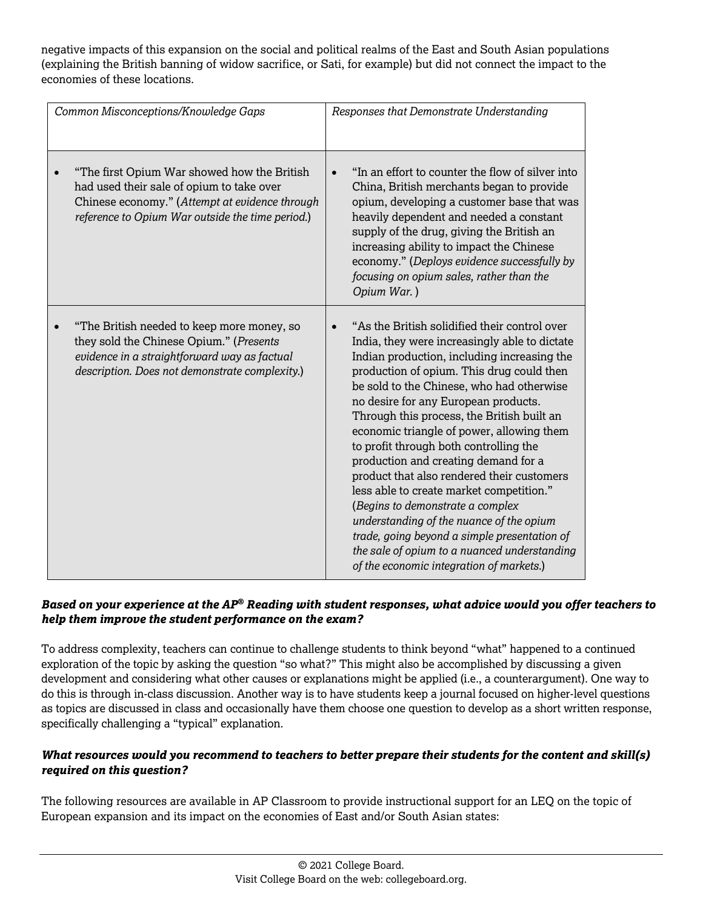negative impacts of this expansion on the social and political realms of the East and South Asian populations (explaining the British banning of widow sacrifice, or Sati, for example) but did not connect the impact to the economies of these locations.

| *Common Misconceptions/Knowledge Gaps* | *Responses that Demonstrate Understanding* |
| --- | --- |
| • "The first Opium War showed how the British had used their sale of opium to take over Chinese economy." (*Attempt at evidence through reference to Opium War outside the time period.*) | • "In an effort to counter the flow of silver into China, British merchants began to provide opium, developing a customer base that was heavily dependent and needed a constant supply of the drug, giving the British an increasing ability to impact the Chinese economy." (*Deploys evidence successfully by focusing on opium sales, rather than the Opium War.*) |
| • "The British needed to keep more money, so they sold the Chinese Opium." (*Presents evidence in a straightforward way as factual description. Does not demonstrate complexity.*) | • "As the British solidified their control over India, they were increasingly able to dictate Indian production, including increasing the production of opium. This drug could then be sold to the Chinese, who had otherwise no desire for any European products. Through this process, the British built an economic triangle of power, allowing them to profit through both controlling the production and creating demand for a product that also rendered their customers less able to create market competition." (*Begins to demonstrate a complex understanding of the nuance of the opium trade, going beyond a simple presentation of the sale of opium to a nuanced understanding of the economic integration of markets.*) |

***Based on your experience at the AP® Reading with student responses, what advice would you offer teachers to help them improve the student performance on the exam?***

To address complexity, teachers can continue to challenge students to think beyond "what" happened to a continued exploration of the topic by asking the question "so what?" This might also be accomplished by discussing a given development and considering what other causes or explanations might be applied (i.e., a counterargument). One way to do this is through in-class discussion. Another way is to have students keep a journal focused on higher-level questions as topics are discussed in class and occasionally have them choose one question to develop as a short written response, specifically challenging a "typical" explanation.

***What resources would you recommend to teachers to better prepare their students for the content and skill(s) required on this question?***

The following resources are available in AP Classroom to provide instructional support for an LEQ on the topic of European expansion and its impact on the economies of East and/or South Asian states: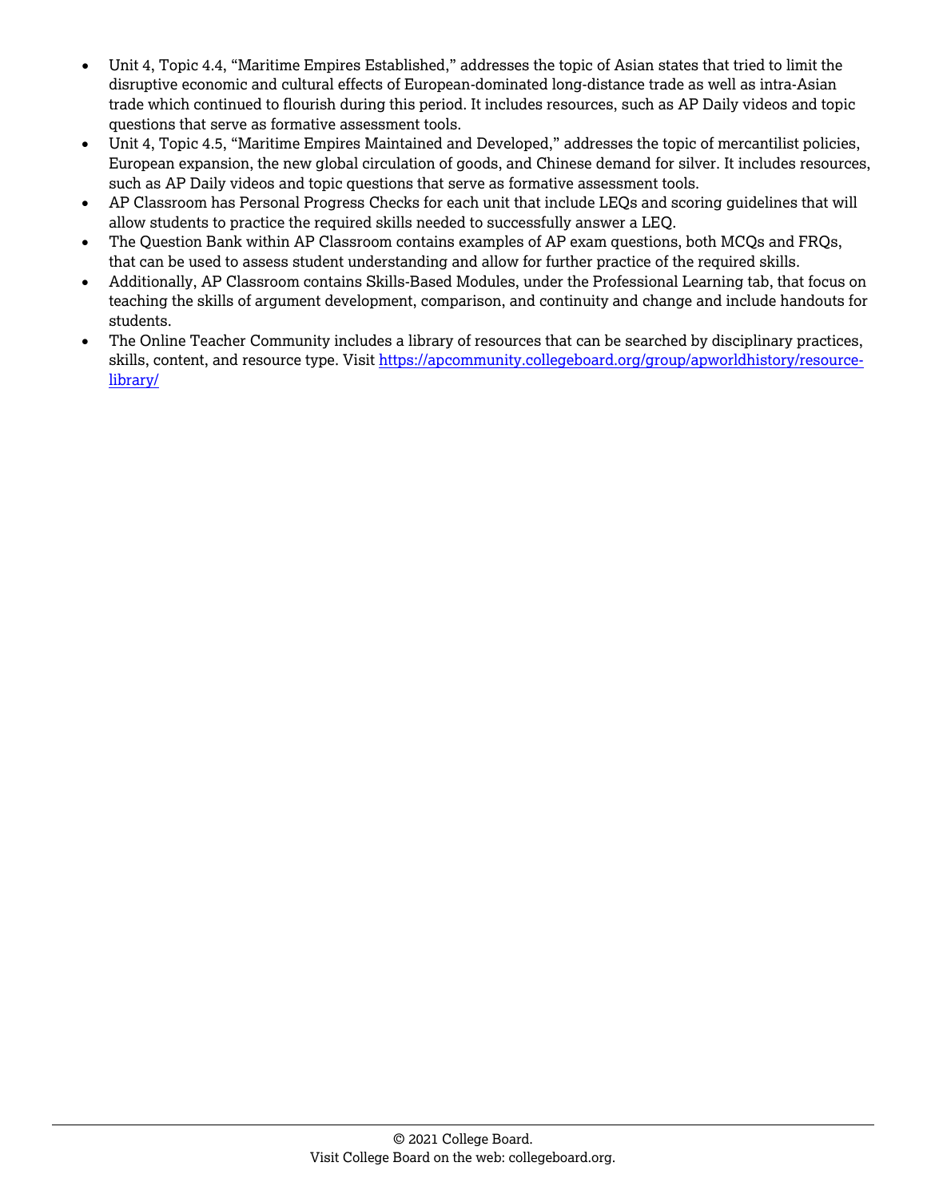- Unit 4, Topic 4.4, "Maritime Empires Established," addresses the topic of Asian states that tried to limit the disruptive economic and cultural effects of European-dominated long-distance trade as well as intra-Asian trade which continued to flourish during this period. It includes resources, such as AP Daily videos and topic questions that serve as formative assessment tools.
- Unit 4, Topic 4.5, "Maritime Empires Maintained and Developed," addresses the topic of mercantilist policies, European expansion, the new global circulation of goods, and Chinese demand for silver. It includes resources, such as AP Daily videos and topic questions that serve as formative assessment tools.
- AP Classroom has Personal Progress Checks for each unit that include LEQs and scoring guidelines that will allow students to practice the required skills needed to successfully answer a LEQ.
- The Question Bank within AP Classroom contains examples of AP exam questions, both MCQs and FRQs, that can be used to assess student understanding and allow for further practice of the required skills.
- Additionally, AP Classroom contains Skills-Based Modules, under the Professional Learning tab, that focus on teaching the skills of argument development, comparison, and continuity and change and include handouts for students.
- The Online Teacher Community includes a library of resources that can be searched by disciplinary practices, skills, content, and resource type. Visit [https://apcommunity.collegeboard.org/group/apworldhistory/resource-library/](https://apcommunity.collegeboard.org/group/apworldhistory/resource-library/)

© 2021 College Board.
Visit College Board on the web: collegeboard.org.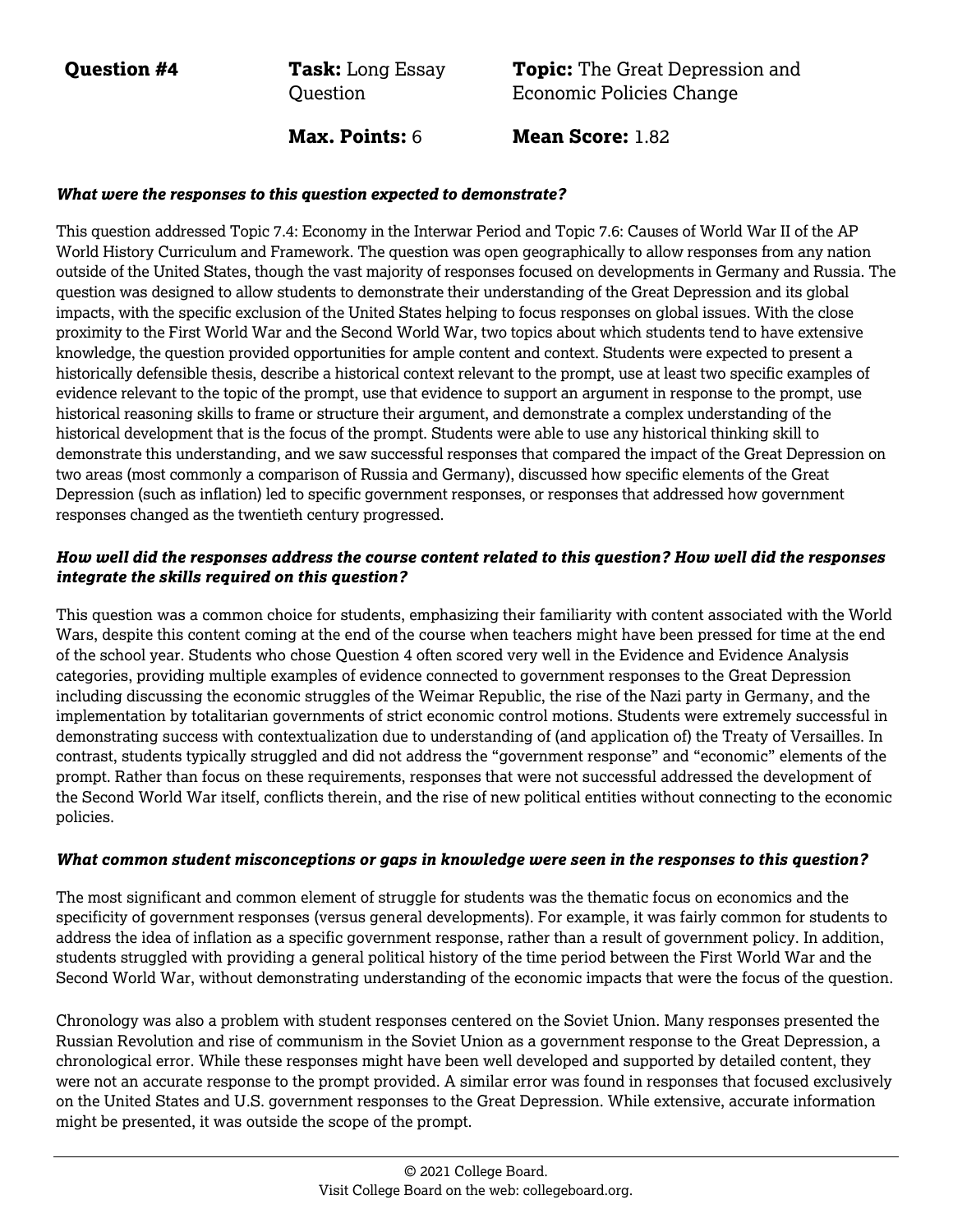**Question #4** | **Task:** Long Essay Question | **Topic:** The Great Depression and Economic Policies Change

**Max. Points:** 6 | **Mean Score:** 1.82

***What were the responses to this question expected to demonstrate?***

This question addressed Topic 7.4: Economy in the Interwar Period and Topic 7.6: Causes of World War II of the AP World History Curriculum and Framework. The question was open geographically to allow responses from any nation outside of the United States, though the vast majority of responses focused on developments in Germany and Russia. The question was designed to allow students to demonstrate their understanding of the Great Depression and its global impacts, with the specific exclusion of the United States helping to focus responses on global issues. With the close proximity to the First World War and the Second World War, two topics about which students tend to have extensive knowledge, the question provided opportunities for ample content and context. Students were expected to present a historically defensible thesis, describe a historical context relevant to the prompt, use at least two specific examples of evidence relevant to the topic of the prompt, use that evidence to support an argument in response to the prompt, use historical reasoning skills to frame or structure their argument, and demonstrate a complex understanding of the historical development that is the focus of the prompt. Students were able to use any historical thinking skill to demonstrate this understanding, and we saw successful responses that compared the impact of the Great Depression on two areas (most commonly a comparison of Russia and Germany), discussed how specific elements of the Great Depression (such as inflation) led to specific government responses, or responses that addressed how government responses changed as the twentieth century progressed.

***How well did the responses address the course content related to this question? How well did the responses integrate the skills required on this question?***

This question was a common choice for students, emphasizing their familiarity with content associated with the World Wars, despite this content coming at the end of the course when teachers might have been pressed for time at the end of the school year. Students who chose Question 4 often scored very well in the Evidence and Evidence Analysis categories, providing multiple examples of evidence connected to government responses to the Great Depression including discussing the economic struggles of the Weimar Republic, the rise of the Nazi party in Germany, and the implementation by totalitarian governments of strict economic control motions. Students were extremely successful in demonstrating success with contextualization due to understanding of (and application of) the Treaty of Versailles. In contrast, students typically struggled and did not address the "government response" and "economic" elements of the prompt. Rather than focus on these requirements, responses that were not successful addressed the development of the Second World War itself, conflicts therein, and the rise of new political entities without connecting to the economic policies.

***What common student misconceptions or gaps in knowledge were seen in the responses to this question?***

The most significant and common element of struggle for students was the thematic focus on economics and the specificity of government responses (versus general developments). For example, it was fairly common for students to address the idea of inflation as a specific government response, rather than a result of government policy. In addition, students struggled with providing a general political history of the time period between the First World War and the Second World War, without demonstrating understanding of the economic impacts that were the focus of the question.

Chronology was also a problem with student responses centered on the Soviet Union. Many responses presented the Russian Revolution and rise of communism in the Soviet Union as a government response to the Great Depression, a chronological error. While these responses might have been well developed and supported by detailed content, they were not an accurate response to the prompt provided. A similar error was found in responses that focused exclusively on the United States and U.S. government responses to the Great Depression. While extensive, accurate information might be presented, it was outside the scope of the prompt.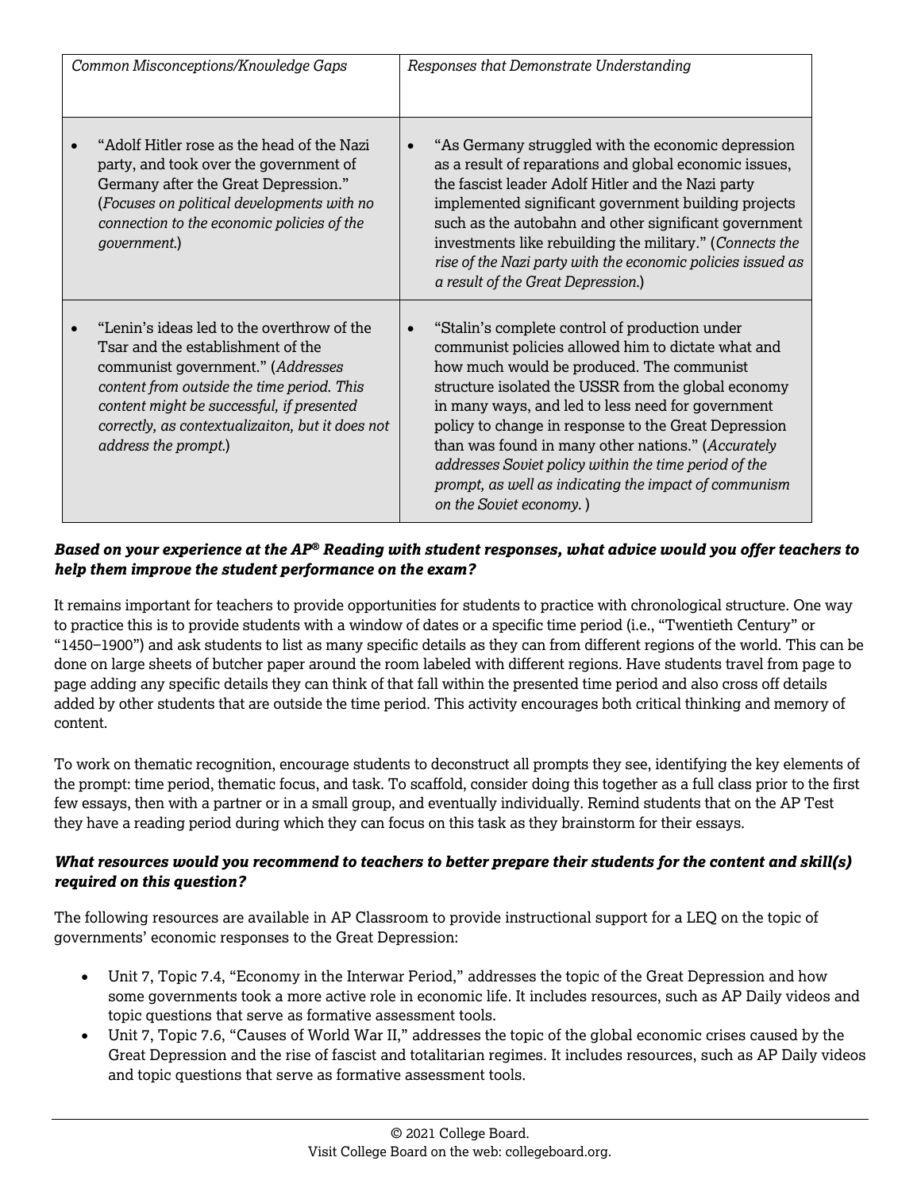| *Common Misconceptions/Knowledge Gaps* | *Responses that Demonstrate Understanding* |
|---|---|
| • "Adolf Hitler rose as the head of the Nazi party, and took over the government of Germany after the Great Depression." (*Focuses on political developments with no connection to the economic policies of the government.*) | • "As Germany struggled with the economic depression as a result of reparations and global economic issues, the fascist leader Adolf Hitler and the Nazi party implemented significant government building projects such as the autobahn and other significant government investments like rebuilding the military." (*Connects the rise of the Nazi party with the economic policies issued as a result of the Great Depression.*) |
| • "Lenin's ideas led to the overthrow of the Tsar and the establishment of the communist government." (*Addresses content from outside the time period. This content might be successful, if presented correctly, as contextualizaiton, but it does not address the prompt.*) | • "Stalin's complete control of production under communist policies allowed him to dictate what and how much would be produced. The communist structure isolated the USSR from the global economy in many ways, and led to less need for government policy to change in response to the Great Depression than was found in many other nations." (*Accurately addresses Soviet policy within the time period of the prompt, as well as indicating the impact of communism on the Soviet economy.* ) |

***Based on your experience at the AP® Reading with student responses, what advice would you offer teachers to help them improve the student performance on the exam?***

It remains important for teachers to provide opportunities for students to practice with chronological structure. One way to practice this is to provide students with a window of dates or a specific time period (i.e., "Twentieth Century" or "1450–1900") and ask students to list as many specific details as they can from different regions of the world. This can be done on large sheets of butcher paper around the room labeled with different regions. Have students travel from page to page adding any specific details they can think of that fall within the presented time period and also cross off details added by other students that are outside the time period. This activity encourages both critical thinking and memory of content.

To work on thematic recognition, encourage students to deconstruct all prompts they see, identifying the key elements of the prompt: time period, thematic focus, and task. To scaffold, consider doing this together as a full class prior to the first few essays, then with a partner or in a small group, and eventually individually. Remind students that on the AP Test they have a reading period during which they can focus on this task as they brainstorm for their essays.

***What resources would you recommend to teachers to better prepare their students for the content and skill(s) required on this question?***

The following resources are available in AP Classroom to provide instructional support for a LEQ on the topic of governments' economic responses to the Great Depression:

- Unit 7, Topic 7.4, "Economy in the Interwar Period," addresses the topic of the Great Depression and how some governments took a more active role in economic life. It includes resources, such as AP Daily videos and topic questions that serve as formative assessment tools.
- Unit 7, Topic 7.6, "Causes of World War II," addresses the topic of the global economic crises caused by the Great Depression and the rise of fascist and totalitarian regimes. It includes resources, such as AP Daily videos and topic questions that serve as formative assessment tools.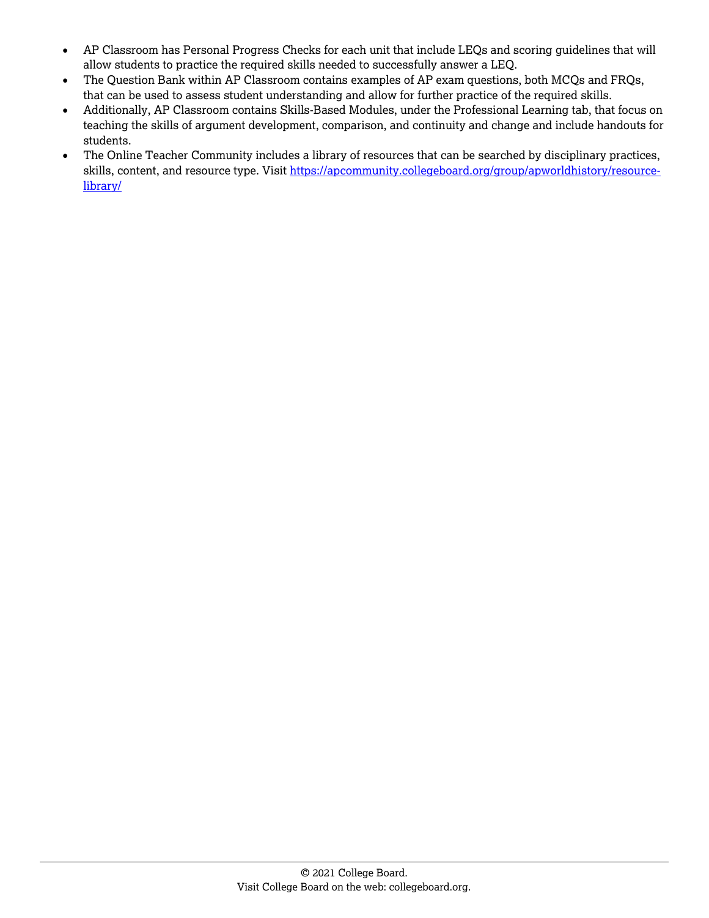- AP Classroom has Personal Progress Checks for each unit that include LEQs and scoring guidelines that will allow students to practice the required skills needed to successfully answer a LEQ.
- The Question Bank within AP Classroom contains examples of AP exam questions, both MCQs and FRQs, that can be used to assess student understanding and allow for further practice of the required skills.
- Additionally, AP Classroom contains Skills-Based Modules, under the Professional Learning tab, that focus on teaching the skills of argument development, comparison, and continuity and change and include handouts for students.
- The Online Teacher Community includes a library of resources that can be searched by disciplinary practices, skills, content, and resource type. Visit [https://apcommunity.collegeboard.org/group/apworldhistory/resource-library/](https://apcommunity.collegeboard.org/group/apworldhistory/resource-library/)